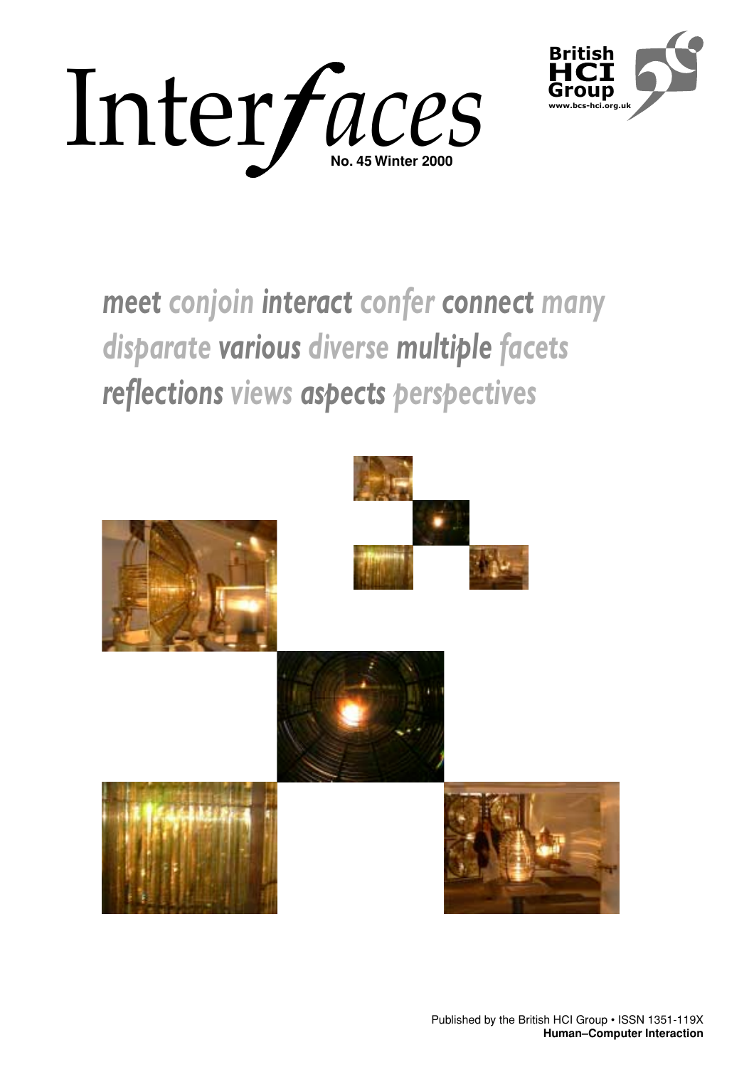# Interfaces

**No. 45 Winter 2000**

**British HCI Group**
www.bcs-hci.org.uk

***meet*** *conjoin* ***interact*** *confer* ***connect*** *many* *disparate* ***various*** *diverse* ***multiple*** *facets* ***reflections*** *views* ***aspects*** *perspectives*

Published by the British HCI Group • ISSN 1351-119X
**Human–Computer Interaction**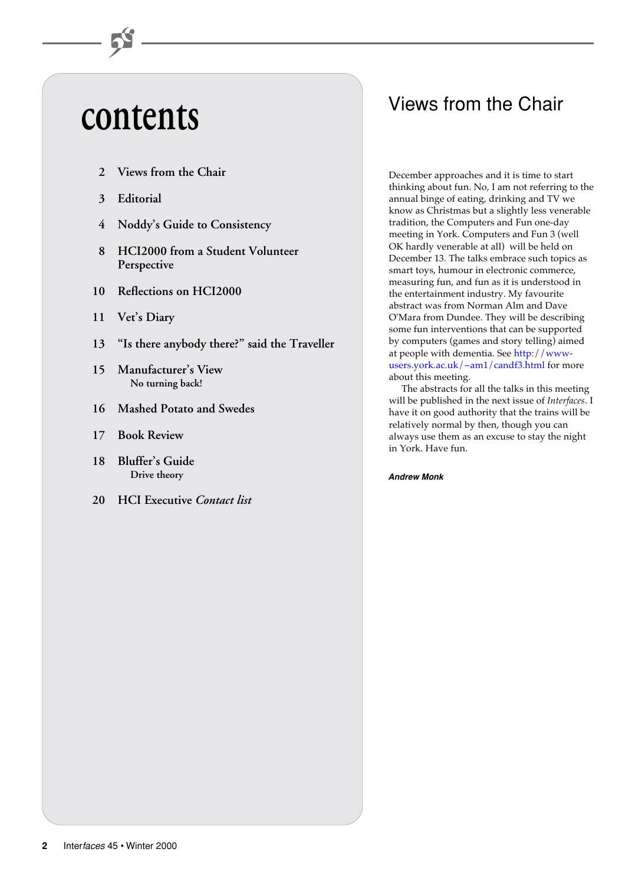# contents

2 Views from the Chair

3 Editorial

4 Noddy's Guide to Consistency

8 HCI2000 from a Student Volunteer Perspective

10 Reflections on HCI2000

11 Vet's Diary

13 "Is there anybody there?" said the Traveller

15 Manufacturer's View
No turning back!

16 Mashed Potato and Swedes

17 Book Review

18 Bluffer's Guide
Drive theory

20 HCI Executive *Contact list*

# Views from the Chair

December approaches and it is time to start thinking about fun. No, I am not referring to the annual binge of eating, drinking and TV we know as Christmas but a slightly less venerable tradition, the Computers and Fun one-day meeting in York. Computers and Fun 3 (well OK hardly venerable at all) will be held on December 13. The talks embrace such topics as smart toys, humour in electronic commerce, measuring fun, and fun as it is understood in the entertainment industry. My favourite abstract was from Norman Alm and Dave O'Mara from Dundee. They will be describing some fun interventions that can be supported by computers (games and story telling) aimed at people with dementia. See http://www-users.york.ac.uk/~am1/candf3.html for more about this meeting.

The abstracts for all the talks in this meeting will be published in the next issue of *Interfaces*. I have it on good authority that the trains will be relatively normal by then, though you can always use them as an excuse to stay the night in York. Have fun.

***Andrew Monk***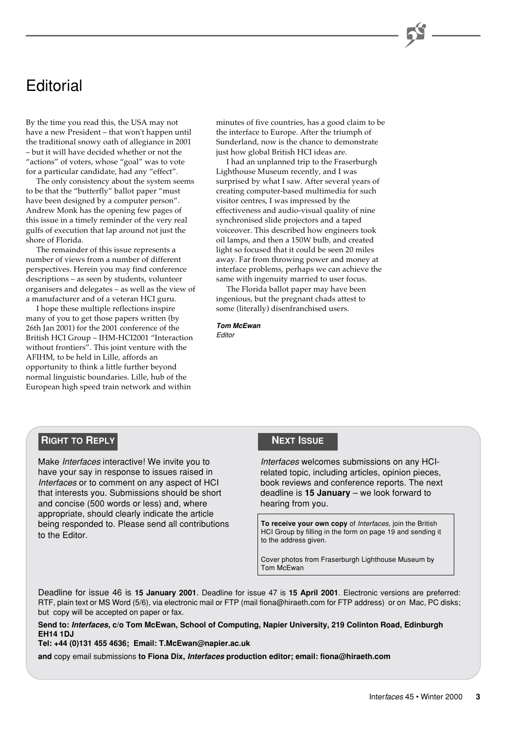# Editorial

By the time you read this, the USA may not have a new President – that won't happen until the traditional snowy oath of allegiance in 2001 – but it will have decided whether or not the "actions" of voters, whose "goal" was to vote for a particular candidate, had any "effect".

The only consistency about the system seems to be that the "butterfly" ballot paper "must have been designed by a computer person". Andrew Monk has the opening few pages of this issue in a timely reminder of the very real gulfs of execution that lap around not just the shore of Florida.

The remainder of this issue represents a number of views from a number of different perspectives. Herein you may find conference descriptions – as seen by students, volunteer organisers and delegates – as well as the view of a manufacturer and of a veteran HCI guru.

I hope these multiple reflections inspire many of you to get those papers written (by 26th Jan 2001) for the 2001 conference of the British HCI Group – IHM-HCI2001 "Interaction without frontiers". This joint venture with the AFIHM, to be held in Lille, affords an opportunity to think a little further beyond normal linguistic boundaries. Lille, hub of the European high speed train network and within minutes of five countries, has a good claim to be the interface to Europe. After the triumph of Sunderland, now is the chance to demonstrate just how global British HCI ideas are.

I had an unplanned trip to the Fraserburgh Lighthouse Museum recently, and I was surprised by what I saw. After several years of creating computer-based multimedia for such visitor centres, I was impressed by the effectiveness and audio-visual quality of nine synchronised slide projectors and a taped voiceover. This described how engineers took oil lamps, and then a 150W bulb, and created light so focused that it could be seen 20 miles away. Far from throwing power and money at interface problems, perhaps we can achieve the same with ingenuity married to user focus.

The Florida ballot paper may have been ingenious, but the pregnant chads attest to some (literally) disenfranchised users.

***Tom McEwan***
*Editor*

## Right to Reply

Make *Interfaces* interactive! We invite you to have your say in response to issues raised in *Interfaces* or to comment on any aspect of HCI that interests you. Submissions should be short and concise (500 words or less) and, where appropriate, should clearly indicate the article being responded to. Please send all contributions to the Editor.

## Next Issue

*Interfaces* welcomes submissions on any HCI-related topic, including articles, opinion pieces, book reviews and conference reports. The next deadline is **15 January** – we look forward to hearing from you.

**To receive your own copy** of *Interfaces*, join the British HCI Group by filling in the form on page 19 and sending it to the address given.

Cover photos from Fraserburgh Lighthouse Museum by Tom McEwan

Deadline for issue 46 is **15 January 2001**. Deadline for issue 47 is **15 April 2001**. Electronic versions are preferred: RTF, plain text or MS Word (5/6), via electronic mail or FTP (mail fiona@hiraeth.com for FTP address) or on Mac, PC disks; but copy will be accepted on paper or fax.

**Send to: *Interfaces*, c/o Tom McEwan, School of Computing, Napier University, 219 Colinton Road, Edinburgh EH14 1DJ**

**Tel: +44 (0)131 455 4636; Email: T.McEwan@napier.ac.uk**

**and** copy email submissions **to Fiona Dix, *Interfaces* production editor; email: fiona@hiraeth.com**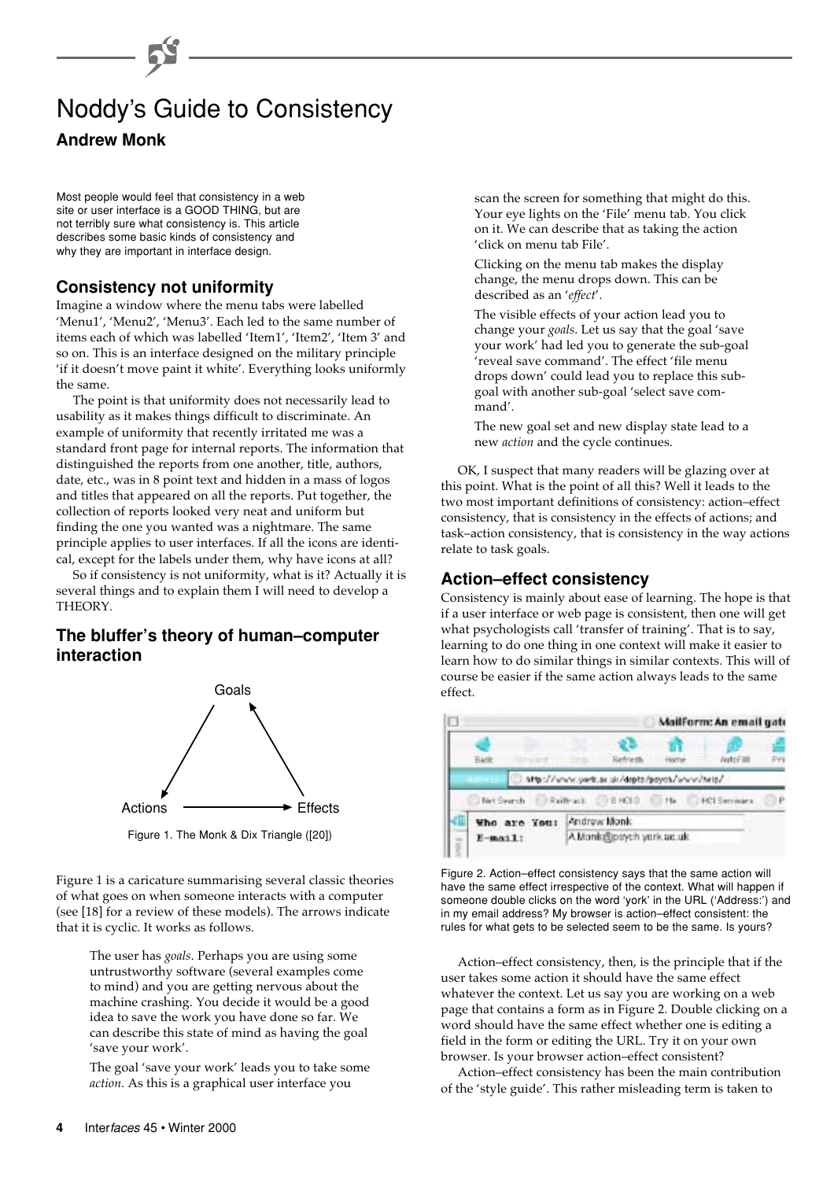# Noddy's Guide to Consistency

**Andrew Monk**

Most people would feel that consistency in a web site or user interface is a GOOD THING, but are not terribly sure what consistency is. This article describes some basic kinds of consistency and why they are important in interface design.

## Consistency not uniformity

Imagine a window where the menu tabs were labelled 'Menu1', 'Menu2', 'Menu3'. Each led to the same number of items each of which was labelled 'Item1', 'Item2', 'Item 3' and so on. This is an interface designed on the military principle 'if it doesn't move paint it white'. Everything looks uniformly the same.

The point is that uniformity does not necessarily lead to usability as it makes things difficult to discriminate. An example of uniformity that recently irritated me was a standard front page for internal reports. The information that distinguished the reports from one another, title, authors, date, etc., was in 8 point text and hidden in a mass of logos and titles that appeared on all the reports. Put together, the collection of reports looked very neat and uniform but finding the one you wanted was a nightmare. The same principle applies to user interfaces. If all the icons are identical, except for the labels under them, why have icons at all?

So if consistency is not uniformity, what is it? Actually it is several things and to explain them I will need to develop a THEORY.

## The bluffer's theory of human–computer interaction

Goals

Actions → Effects

Figure 1. The Monk & Dix Triangle ([20])

Figure 1 is a caricature summarising several classic theories of what goes on when someone interacts with a computer (see [18] for a review of these models). The arrows indicate that it is cyclic. It works as follows.

> The user has *goals*. Perhaps you are using some untrustworthy software (several examples come to mind) and you are getting nervous about the machine crashing. You decide it would be a good idea to save the work you have done so far. We can describe this state of mind as having the goal 'save your work'.
>
> The goal 'save your work' leads you to take some *action*. As this is a graphical user interface you scan the screen for something that might do this. Your eye lights on the 'File' menu tab. You click on it. We can describe that as taking the action 'click on menu tab File'.
>
> Clicking on the menu tab makes the display change, the menu drops down. This can be described as an '*effect*'.
>
> The visible effects of your action lead you to change your *goals*. Let us say that the goal 'save your work' had led you to generate the sub-goal 'reveal save command'. The effect 'file menu drops down' could lead you to replace this sub-goal with another sub-goal 'select save command'.
>
> The new goal set and new display state lead to a new *action* and the cycle continues.

OK, I suspect that many readers will be glazing over at this point. What is the point of all this? Well it leads to the two most important definitions of consistency: action–effect consistency, that is consistency in the effects of actions; and task–action consistency, that is consistency in the way actions relate to task goals.

## Action–effect consistency

Consistency is mainly about ease of learning. The hope is that if a user interface or web page is consistent, then one will get what psychologists call 'transfer of training'. That is to say, learning to do one thing in one context will make it easier to learn how to do similar things in similar contexts. This will of course be easier if the same action always leads to the same effect.

Figure 2. Action–effect consistency says that the same action will have the same effect irrespective of the context. What will happen if someone double clicks on the word 'york' in the URL ('Address:') and in my email address? My browser is action–effect consistent: the rules for what gets to be selected seem to be the same. Is yours?

Action–effect consistency, then, is the principle that if the user takes some action it should have the same effect whatever the context. Let us say you are working on a web page that contains a form as in Figure 2. Double clicking on a word should have the same effect whether one is editing a field in the form or editing the URL. Try it on your own browser. Is your browser action–effect consistent?

Action–effect consistency has been the main contribution of the 'style guide'. This rather misleading term is taken to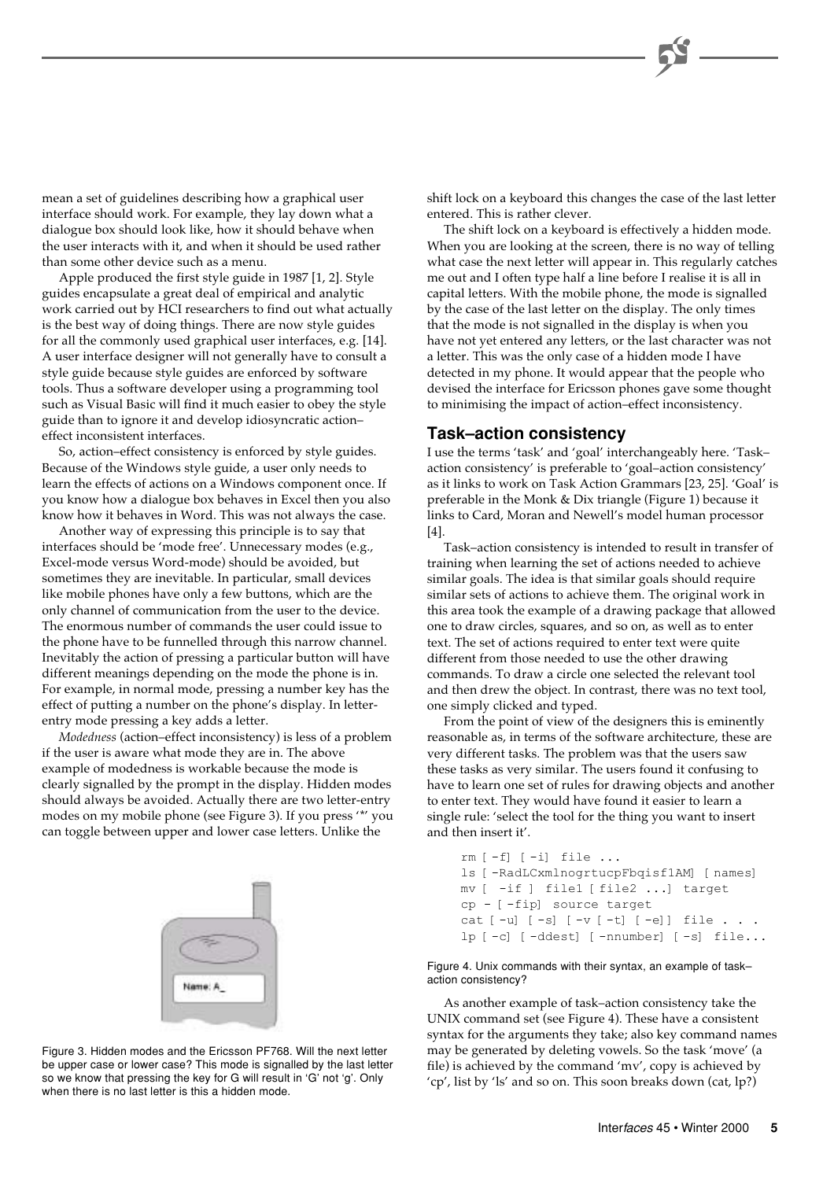mean a set of guidelines describing how a graphical user interface should work. For example, they lay down what a dialogue box should look like, how it should behave when the user interacts with it, and when it should be used rather than some other device such as a menu.

Apple produced the first style guide in 1987 [1, 2]. Style guides encapsulate a great deal of empirical and analytic work carried out by HCI researchers to find out what actually is the best way of doing things. There are now style guides for all the commonly used graphical user interfaces, e.g. [14]. A user interface designer will not generally have to consult a style guide because style guides are enforced by software tools. Thus a software developer using a programming tool such as Visual Basic will find it much easier to obey the style guide than to ignore it and develop idiosyncratic action–effect inconsistent interfaces.

So, action–effect consistency is enforced by style guides. Because of the Windows style guide, a user only needs to learn the effects of actions on a Windows component once. If you know how a dialogue box behaves in Excel then you also know how it behaves in Word. This was not always the case.

Another way of expressing this principle is to say that interfaces should be 'mode free'. Unnecessary modes (e.g., Excel-mode versus Word-mode) should be avoided, but sometimes they are inevitable. In particular, small devices like mobile phones have only a few buttons, which are the only channel of communication from the user to the device. The enormous number of commands the user could issue to the phone have to be funnelled through this narrow channel. Inevitably the action of pressing a particular button will have different meanings depending on the mode the phone is in. For example, in normal mode, pressing a number key has the effect of putting a number on the phone's display. In letter-entry mode pressing a key adds a letter.

*Modedness* (action–effect inconsistency) is less of a problem if the user is aware what mode they are in. The above example of modedness is workable because the mode is clearly signalled by the prompt in the display. Hidden modes should always be avoided. Actually there are two letter-entry modes on my mobile phone (see Figure 3). If you press '*' you can toggle between upper and lower case letters. Unlike the shift lock on a keyboard this changes the case of the last letter entered. This is rather clever.

Figure 3. Hidden modes and the Ericsson PF768. Will the next letter be upper case or lower case? This mode is signalled by the last letter so we know that pressing the key for G will result in 'G' not 'g'. Only when there is no last letter is this a hidden mode.

The shift lock on a keyboard is effectively a hidden mode. When you are looking at the screen, there is no way of telling what case the next letter will appear in. This regularly catches me out and I often type half a line before I realise it is all in capital letters. With the mobile phone, the mode is signalled by the case of the last letter on the display. The only times that the mode is not signalled in the display is when you have not yet entered any letters, or the last character was not a letter. This was the only case of a hidden mode I have detected in my phone. It would appear that the people who devised the interface for Ericsson phones gave some thought to minimising the impact of action–effect inconsistency.

## Task–action consistency

I use the terms 'task' and 'goal' interchangeably here. 'Task–action consistency' is preferable to 'goal–action consistency' as it links to work on Task Action Grammars [23, 25]. 'Goal' is preferable in the Monk & Dix triangle (Figure 1) because it links to Card, Moran and Newell's model human processor [4].

Task–action consistency is intended to result in transfer of training when learning the set of actions needed to achieve similar goals. The idea is that similar goals should require similar sets of actions to achieve them. The original work in this area took the example of a drawing package that allowed one to draw circles, squares, and so on, as well as to enter text. The set of actions required to enter text were quite different from those needed to use the other drawing commands. To draw a circle one selected the relevant tool and then drew the object. In contrast, there was no text tool, one simply clicked and typed.

From the point of view of the designers this is eminently reasonable as, in terms of the software architecture, these are very different tasks. The problem was that the users saw these tasks as very similar. The users found it confusing to have to learn one set of rules for drawing objects and another to enter text. They would have found it easier to learn a single rule: 'select the tool for the thing you want to insert and then insert it'.

```
rm [ -f] [ -i] file ...
ls [ -RadLCxmlnogrtucpFbqisf1AM] [ names]
mv [  -if ] file1 [ file2 ...] target
cp - [ -fip] source target
cat [ -u] [ -s] [ -v [ -t] [ -e]] file . . .
lp [ -c] [ -ddest] [ -nnumber] [ -s] file...
```

Figure 4. Unix commands with their syntax, an example of task–action consistency?

As another example of task–action consistency take the UNIX command set (see Figure 4). These have a consistent syntax for the arguments they take; also key command names may be generated by deleting vowels. So the task 'move' (a file) is achieved by the command 'mv', copy is achieved by 'cp', list by 'ls' and so on. This soon breaks down (cat, lp?)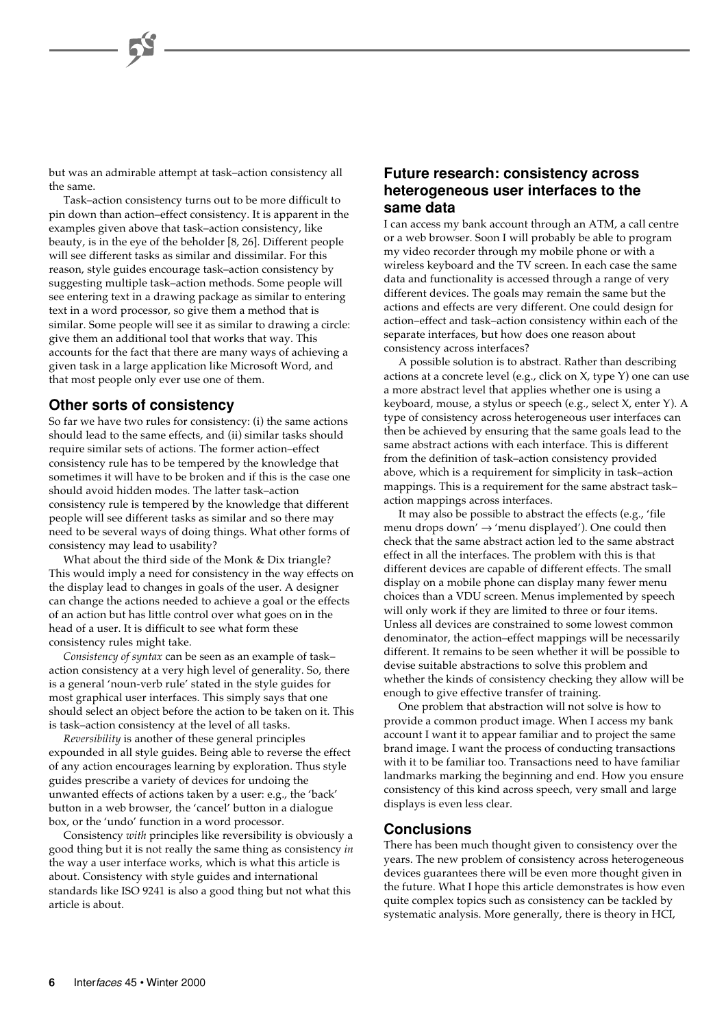but was an admirable attempt at task–action consistency all the same.

Task–action consistency turns out to be more difficult to pin down than action–effect consistency. It is apparent in the examples given above that task–action consistency, like beauty, is in the eye of the beholder [8, 26]. Different people will see different tasks as similar and dissimilar. For this reason, style guides encourage task–action consistency by suggesting multiple task–action methods. Some people will see entering text in a drawing package as similar to entering text in a word processor, so give them a method that is similar. Some people will see it as similar to drawing a circle: give them an additional tool that works that way. This accounts for the fact that there are many ways of achieving a given task in a large application like Microsoft Word, and that most people only ever use one of them.

## Other sorts of consistency

So far we have two rules for consistency: (i) the same actions should lead to the same effects, and (ii) similar tasks should require similar sets of actions. The former action–effect consistency rule has to be tempered by the knowledge that sometimes it will have to be broken and if this is the case one should avoid hidden modes. The latter task–action consistency rule is tempered by the knowledge that different people will see different tasks as similar and so there may need to be several ways of doing things. What other forms of consistency may lead to usability?

What about the third side of the Monk & Dix triangle? This would imply a need for consistency in the way effects on the display lead to changes in goals of the user. A designer can change the actions needed to achieve a goal or the effects of an action but has little control over what goes on in the head of a user. It is difficult to see what form these consistency rules might take.

*Consistency of syntax* can be seen as an example of task–action consistency at a very high level of generality. So, there is a general 'noun-verb rule' stated in the style guides for most graphical user interfaces. This simply says that one should select an object before the action to be taken on it. This is task–action consistency at the level of all tasks.

*Reversibility* is another of these general principles expounded in all style guides. Being able to reverse the effect of any action encourages learning by exploration. Thus style guides prescribe a variety of devices for undoing the unwanted effects of actions taken by a user: e.g., the 'back' button in a web browser, the 'cancel' button in a dialogue box, or the 'undo' function in a word processor.

Consistency *with* principles like reversibility is obviously a good thing but it is not really the same thing as consistency *in* the way a user interface works, which is what this article is about. Consistency with style guides and international standards like ISO 9241 is also a good thing but not what this article is about.

## Future research: consistency across heterogeneous user interfaces to the same data

I can access my bank account through an ATM, a call centre or a web browser. Soon I will probably be able to program my video recorder through my mobile phone or with a wireless keyboard and the TV screen. In each case the same data and functionality is accessed through a range of very different devices. The goals may remain the same but the actions and effects are very different. One could design for action–effect and task–action consistency within each of the separate interfaces, but how does one reason about consistency across interfaces?

A possible solution is to abstract. Rather than describing actions at a concrete level (e.g., click on X, type Y) one can use a more abstract level that applies whether one is using a keyboard, mouse, a stylus or speech (e.g., select X, enter Y). A type of consistency across heterogeneous user interfaces can then be achieved by ensuring that the same goals lead to the same abstract actions with each interface. This is different from the definition of task–action consistency provided above, which is a requirement for simplicity in task–action mappings. This is a requirement for the same abstract task–action mappings across interfaces.

It may also be possible to abstract the effects (e.g., 'file menu drops down' → 'menu displayed'). One could then check that the same abstract action led to the same abstract effect in all the interfaces. The problem with this is that different devices are capable of different effects. The small display on a mobile phone can display many fewer menu choices than a VDU screen. Menus implemented by speech will only work if they are limited to three or four items. Unless all devices are constrained to some lowest common denominator, the action–effect mappings will be necessarily different. It remains to be seen whether it will be possible to devise suitable abstractions to solve this problem and whether the kinds of consistency checking they allow will be enough to give effective transfer of training.

One problem that abstraction will not solve is how to provide a common product image. When I access my bank account I want it to appear familiar and to project the same brand image. I want the process of conducting transactions with it to be familiar too. Transactions need to have familiar landmarks marking the beginning and end. How you ensure consistency of this kind across speech, very small and large displays is even less clear.

## Conclusions

There has been much thought given to consistency over the years. The new problem of consistency across heterogeneous devices guarantees there will be even more thought given in the future. What I hope this article demonstrates is how even quite complex topics such as consistency can be tackled by systematic analysis. More generally, there is theory in HCI,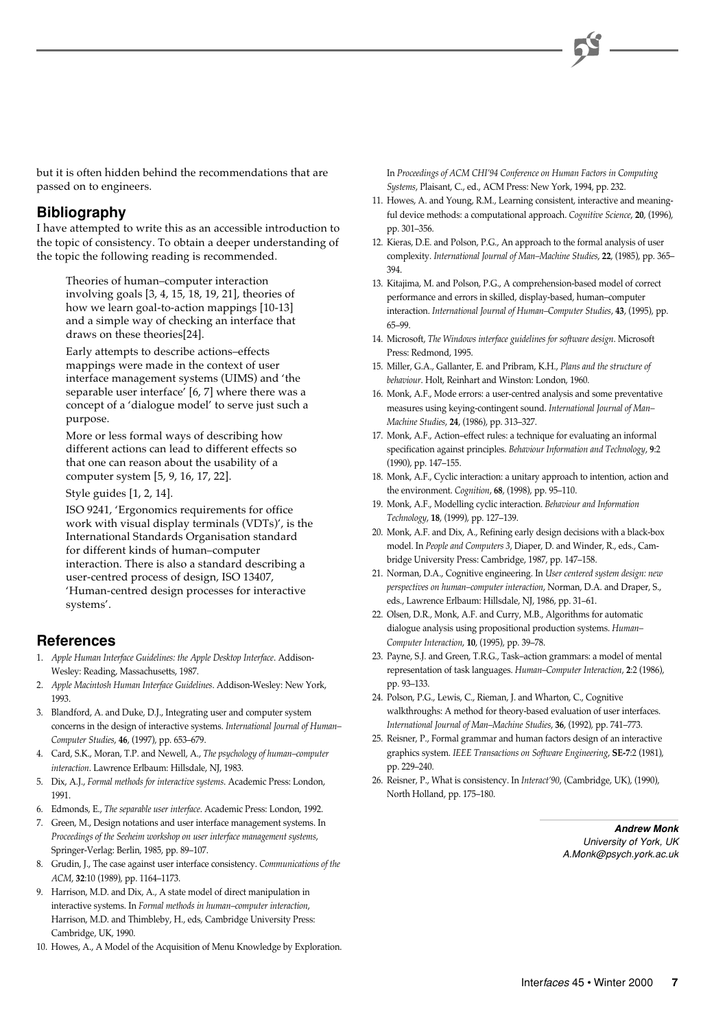but it is often hidden behind the recommendations that are passed on to engineers.

## Bibliography

I have attempted to write this as an accessible introduction to the topic of consistency. To obtain a deeper understanding of the topic the following reading is recommended.

> Theories of human–computer interaction involving goals [3, 4, 15, 18, 19, 21], theories of how we learn goal-to-action mappings [10-13] and a simple way of checking an interface that draws on these theories[24].
>
> Early attempts to describe actions–effects mappings were made in the context of user interface management systems (UIMS) and 'the separable user interface' [6, 7] where there was a concept of a 'dialogue model' to serve just such a purpose.
>
> More or less formal ways of describing how different actions can lead to different effects so that one can reason about the usability of a computer system [5, 9, 16, 17, 22].
>
> Style guides [1, 2, 14].
>
> ISO 9241, 'Ergonomics requirements for office work with visual display terminals (VDTs)', is the International Standards Organisation standard for different kinds of human–computer interaction. There is also a standard describing a user-centred process of design, ISO 13407, 'Human-centred design processes for interactive systems'.

## References

1. *Apple Human Interface Guidelines: the Apple Desktop Interface*. Addison-Wesley: Reading, Massachusetts, 1987.
2. *Apple Macintosh Human Interface Guidelines*. Addison-Wesley: New York, 1993.
3. Blandford, A. and Duke, D.J., Integrating user and computer system concerns in the design of interactive systems. *International Journal of Human–Computer Studies*, **46**, (1997), pp. 653–679.
4. Card, S.K., Moran, T.P. and Newell, A., *The psychology of human–computer interaction*. Lawrence Erlbaum: Hillsdale, NJ, 1983.
5. Dix, A.J., *Formal methods for interactive systems*. Academic Press: London, 1991.
6. Edmonds, E., *The separable user interface*. Academic Press: London, 1992.
7. Green, M., Design notations and user interface management systems. In *Proceedings of the Seeheim workshop on user interface management systems*, Springer-Verlag: Berlin, 1985, pp. 89–107.
8. Grudin, J., The case against user interface consistency. *Communications of the ACM*, **32**:10 (1989), pp. 1164–1173.
9. Harrison, M.D. and Dix, A., A state model of direct manipulation in interactive systems. In *Formal methods in human–computer interaction*, Harrison, M.D. and Thimbleby, H., eds, Cambridge University Press: Cambridge, UK, 1990.
10. Howes, A., A Model of the Acquisition of Menu Knowledge by Exploration. In *Proceedings of ACM CHI'94 Conference on Human Factors in Computing Systems*, Plaisant, C., ed., ACM Press: New York, 1994, pp. 232.
11. Howes, A. and Young, R.M., Learning consistent, interactive and meaningful device methods: a computational approach. *Cognitive Science*, **20**, (1996), pp. 301–356.
12. Kieras, D.E. and Polson, P.G., An approach to the formal analysis of user complexity. *International Journal of Man–Machine Studies*, **22**, (1985), pp. 365–394.
13. Kitajima, M. and Polson, P.G., A comprehension-based model of correct performance and errors in skilled, display-based, human–computer interaction. *International Journal of Human–Computer Studies*, **43**, (1995), pp. 65–99.
14. Microsoft, *The Windows interface guidelines for software design*. Microsoft Press: Redmond, 1995.
15. Miller, G.A., Gallanter, E. and Pribram, K.H., *Plans and the structure of behaviour*. Holt, Reinhart and Winston: London, 1960.
16. Monk, A.F., Mode errors: a user-centred analysis and some preventative measures using keying-contingent sound. *International Journal of Man–Machine Studies*, **24**, (1986), pp. 313–327.
17. Monk, A.F., Action–effect rules: a technique for evaluating an informal specification against principles. *Behaviour Information and Technology*, **9**:2 (1990), pp. 147–155.
18. Monk, A.F., Cyclic interaction: a unitary approach to intention, action and the environment. *Cognition*, **68**, (1998), pp. 95–110.
19. Monk, A.F., Modelling cyclic interaction. *Behaviour and Information Technology*, **18**, (1999), pp. 127–139.
20. Monk, A.F. and Dix, A., Refining early design decisions with a black-box model. In *People and Computers 3*, Diaper, D. and Winder, R., eds., Cambridge University Press: Cambridge, 1987, pp. 147–158.
21. Norman, D.A., Cognitive engineering. In *User centered system design: new perspectives on human–computer interaction*, Norman, D.A. and Draper, S., eds., Lawrence Erlbaum: Hillsdale, NJ, 1986, pp. 31–61.
22. Olsen, D.R., Monk, A.F. and Curry, M.B., Algorithms for automatic dialogue analysis using propositional production systems. *Human–Computer Interaction*, **10**, (1995), pp. 39–78.
23. Payne, S.J. and Green, T.R.G., Task–action grammars: a model of mental representation of task languages. *Human–Computer Interaction*, **2**:2 (1986), pp. 93–133.
24. Polson, P.G., Lewis, C., Rieman, J. and Wharton, C., Cognitive walkthroughs: A method for theory-based evaluation of user interfaces. *International Journal of Man–Machine Studies*, **36**, (1992), pp. 741–773.
25. Reisner, P., Formal grammar and human factors design of an interactive graphics system. *IEEE Transactions on Software Engineering*, **SE-7**:2 (1981), pp. 229–240.
26. Reisner, P., What is consistency. In *Interact'90*, (Cambridge, UK), (1990), North Holland, pp. 175–180.

***Andrew Monk***
*University of York, UK*
*A.Monk@psych.york.ac.uk*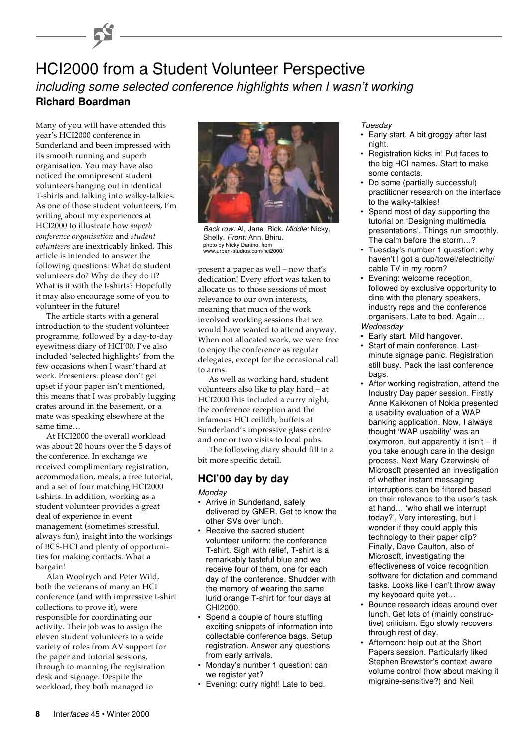# HCI2000 from a Student Volunteer Perspective

*including some selected conference highlights when I wasn't working*

**Richard Boardman**

Many of you will have attended this year's HCI2000 conference in Sunderland and been impressed with its smooth running and superb organisation. You may have also noticed the omnipresent student volunteers hanging out in identical T-shirts and talking into walky-talkies. As one of those student volunteers, I'm writing about my experiences at HCI2000 to illustrate how *superb conference organisation* and *student volunteers* are inextricably linked. This article is intended to answer the following questions: What do student volunteers do? Why do they do it? What is it with the t-shirts? Hopefully it may also encourage some of you to volunteer in the future!

The article starts with a general introduction to the student volunteer programme, followed by a day-to-day eyewitness diary of HCI'00. I've also included 'selected highlights' from the few occasions when I wasn't hard at work. Presenters: please don't get upset if your paper isn't mentioned, this means that I was probably lugging crates around in the basement, or a mate was speaking elsewhere at the same time…

At HCI2000 the overall workload was about 20 hours over the 5 days of the conference. In exchange we received complimentary registration, accommodation, meals, a free tutorial, and a set of four matching HCI2000 t-shirts. In addition, working as a student volunteer provides a great deal of experience in event management (sometimes stressful, always fun), insight into the workings of BCS-HCI and plenty of opportunities for making contacts. What a bargain!

Alan Woolrych and Peter Wild, both the veterans of many an HCI conference (and with impressive t-shirt collections to prove it), were responsible for coordinating our activity. Their job was to assign the eleven student volunteers to a wide variety of roles from AV support for the paper and tutorial sessions, through to manning the registration desk and signage. Despite the workload, they both managed to present a paper as well – now that's dedication! Every effort was taken to allocate us to those sessions of most relevance to our own interests, meaning that much of the work involved working sessions that we would have wanted to attend anyway. When not allocated work, we were free to enjoy the conference as regular delegates, except for the occasional call to arms.

*Back row:* Al, Jane, Rick. *Middle:* Nicky, Shelly. *Front:* Ann, Bhiru.
photo by Nicky Danino, from www.urban-studios.com/hci2000/

As well as working hard, student volunteers also like to play hard – at HCI2000 this included a curry night, the conference reception and the infamous HCI ceilidh, buffets at Sunderland's impressive glass centre and one or two visits to local pubs.

The following diary should fill in a bit more specific detail.

## HCI'00 day by day

*Monday*

- Arrive in Sunderland, safely delivered by GNER. Get to know the other SVs over lunch.
- Receive the sacred student volunteer uniform: the conference T-shirt. Sigh with relief, T-shirt is a remarkably tasteful blue and we receive four of them, one for each day of the conference. Shudder with the memory of wearing the same lurid orange T-shirt for four days at CHI2000.
- Spend a couple of hours stuffing exciting snippets of information into collectable conference bags. Setup registration. Answer any questions from early arrivals.
- Monday's number 1 question: can we register yet?
- Evening: curry night! Late to bed.

*Tuesday*

- Early start. A bit groggy after last night.
- Registration kicks in! Put faces to the big HCI names. Start to make some contacts.
- Do some (partially successful) practitioner research on the interface to the walky-talkies!
- Spend most of day supporting the tutorial on 'Designing multimedia presentations'. Things run smoothly. The calm before the storm…?
- Tuesday's number 1 question: why haven't I got a cup/towel/electricity/cable TV in my room?
- Evening: welcome reception, followed by exclusive opportunity to dine with the plenary speakers, industry reps and the conference organisers. Late to bed. Again…

*Wednesday*

- Early start. Mild hangover.
- Start of main conference. Last-minute signage panic. Registration still busy. Pack the last conference bags.
- After working registration, attend the Industry Day paper session. Firstly Anne Kaikkonen of Nokia presented a usability evaluation of a WAP banking application. Now, I always thought 'WAP usability' was an oxymoron, but apparently it isn't – if you take enough care in the design process. Next Mary Czerwinski of Microsoft presented an investigation of whether instant messaging interruptions can be filtered based on their relevance to the user's task at hand… 'who shall we interrupt today?', Very interesting, but I wonder if they could apply this technology to their paper clip? Finally, Dave Caulton, also of Microsoft, investigating the effectiveness of voice recognition software for dictation and command tasks. Looks like I can't throw away my keyboard quite yet…
- Bounce research ideas around over lunch. Get lots of (mainly constructive) criticism. Ego slowly recovers through rest of day.
- Afternoon: help out at the Short Papers session. Particularly liked Stephen Brewster's context-aware volume control (how about making it migraine-sensitive?) and Neil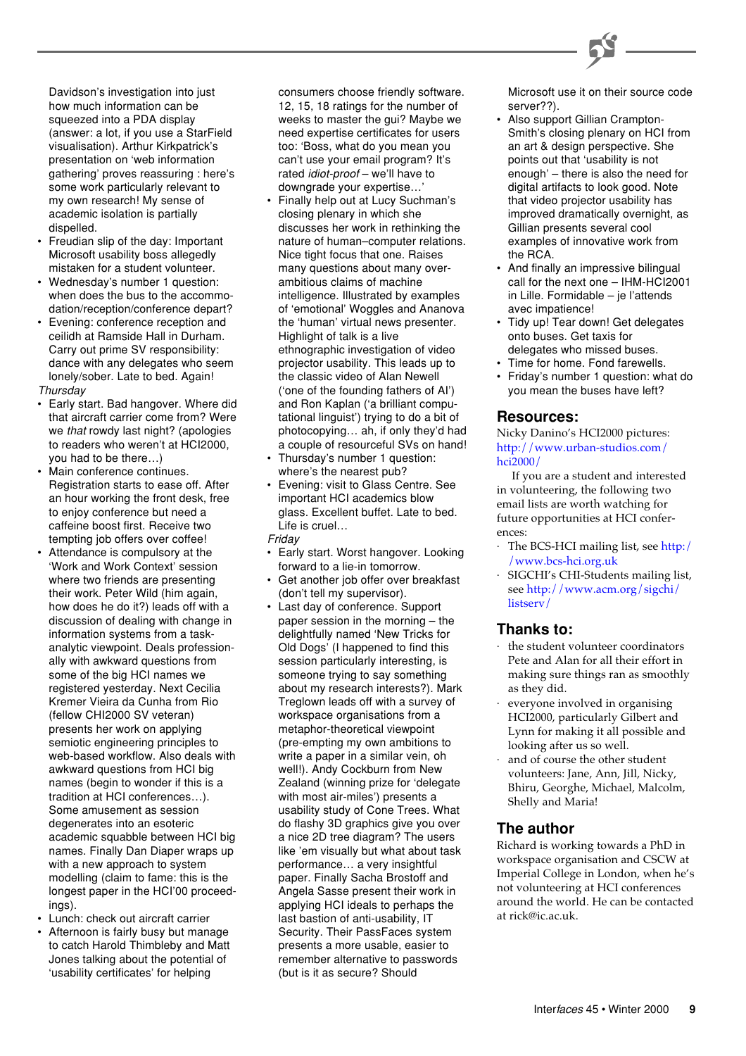Davidson's investigation into just how much information can be squeezed into a PDA display (answer: a lot, if you use a StarField visualisation). Arthur Kirkpatrick's presentation on 'web information gathering' proves reassuring : here's some work particularly relevant to my own research! My sense of academic isolation is partially dispelled.

- Freudian slip of the day: Important Microsoft usability boss allegedly mistaken for a student volunteer.
- Wednesday's number 1 question: when does the bus to the accommodation/reception/conference depart?
- Evening: conference reception and ceilidh at Ramside Hall in Durham. Carry out prime SV responsibility: dance with any delegates who seem lonely/sober. Late to bed. Again!

*Thursday*

- Early start. Bad hangover. Where did that aircraft carrier come from? Were we *that* rowdy last night? (apologies to readers who weren't at HCI2000, you had to be there…)
- Main conference continues. Registration starts to ease off. After an hour working the front desk, free to enjoy conference but need a caffeine boost first. Receive two tempting job offers over coffee!
- Attendance is compulsory at the 'Work and Work Context' session where two friends are presenting their work. Peter Wild (him again, how does he do it?) leads off with a discussion of dealing with change in information systems from a task-analytic viewpoint. Deals professionally with awkward questions from some of the big HCI names we registered yesterday. Next Cecilia Kremer Vieira da Cunha from Rio (fellow CHI2000 SV veteran) presents her work on applying semiotic engineering principles to web-based workflow. Also deals with awkward questions from HCI big names (begin to wonder if this is a tradition at HCI conferences…). Some amusement as session degenerates into an esoteric academic squabble between HCI big names. Finally Dan Diaper wraps up with a new approach to system modelling (claim to fame: this is the longest paper in the HCI'00 proceedings).
- Lunch: check out aircraft carrier
- Afternoon is fairly busy but manage to catch Harold Thimbleby and Matt Jones talking about the potential of 'usability certificates' for helping consumers choose friendly software. 12, 15, 18 ratings for the number of weeks to master the gui? Maybe we need expertise certificates for users too: 'Boss, what do you mean you can't use your email program? It's rated *idiot-proof* – we'll have to downgrade your expertise…'
- Finally help out at Lucy Suchman's closing plenary in which she discusses her work in rethinking the nature of human–computer relations. Nice tight focus that one. Raises many questions about many over-ambitious claims of machine intelligence. Illustrated by examples of 'emotional' Woggles and Ananova the 'human' virtual news presenter. Highlight of talk is a live ethnographic investigation of video projector usability. This leads up to the classic video of Alan Newell ('one of the founding fathers of AI') and Ron Kaplan ('a brilliant computational linguist') trying to do a bit of photocopying… ah, if only they'd had a couple of resourceful SVs on hand!
- Thursday's number 1 question: where's the nearest pub?
- Evening: visit to Glass Centre. See important HCI academics blow glass. Excellent buffet. Late to bed. Life is cruel…

*Friday*

- Early start. Worst hangover. Looking forward to a lie-in tomorrow.
- Get another job offer over breakfast (don't tell my supervisor).
- Last day of conference. Support paper session in the morning – the delightfully named 'New Tricks for Old Dogs' (I happened to find this session particularly interesting, is someone trying to say something about my research interests?). Mark Treglown leads off with a survey of workspace organisations from a metaphor-theoretical viewpoint (pre-empting my own ambitions to write a paper in a similar vein, oh well!). Andy Cockburn from New Zealand (winning prize for 'delegate with most air-miles') presents a usability study of Cone Trees. What do flashy 3D graphics give you over a nice 2D tree diagram? The users like 'em visually but what about task performance… a very insightful paper. Finally Sacha Brostoff and Angela Sasse present their work in applying HCI ideals to perhaps the last bastion of anti-usability, IT Security. Their PassFaces system presents a more usable, easier to remember alternative to passwords (but is it as secure? Should Microsoft use it on their source code server??).
- Also support Gillian Crampton-Smith's closing plenary on HCI from an art & design perspective. She points out that 'usability is not enough' – there is also the need for digital artifacts to look good. Note that video projector usability has improved dramatically overnight, as Gillian presents several cool examples of innovative work from the RCA.
- And finally an impressive bilingual call for the next one – IHM-HCI2001 in Lille. Formidable – je l'attends avec impatience!
- Tidy up! Tear down! Get delegates onto buses. Get taxis for delegates who missed buses.
- Time for home. Fond farewells.
- Friday's number 1 question: what do you mean the buses have left?

## Resources:

Nicky Danino's HCI2000 pictures: http://www.urban-studios.com/hci2000/

If you are a student and interested in volunteering, the following two email lists are worth watching for future opportunities at HCI conferences:

- The BCS-HCI mailing list, see http://www.bcs-hci.org.uk
- SIGCHI's CHI-Students mailing list, see http://www.acm.org/sigchi/listserv/

## Thanks to:

- the student volunteer coordinators Pete and Alan for all their effort in making sure things ran as smoothly as they did.
- everyone involved in organising HCI2000, particularly Gilbert and Lynn for making it all possible and looking after us so well.
- and of course the other student volunteers: Jane, Ann, Jill, Nicky, Bhiru, Georghe, Michael, Malcolm, Shelly and Maria!

## The author

Richard is working towards a PhD in workspace organisation and CSCW at Imperial College in London, when he's not volunteering at HCI conferences around the world. He can be contacted at rick@ic.ac.uk.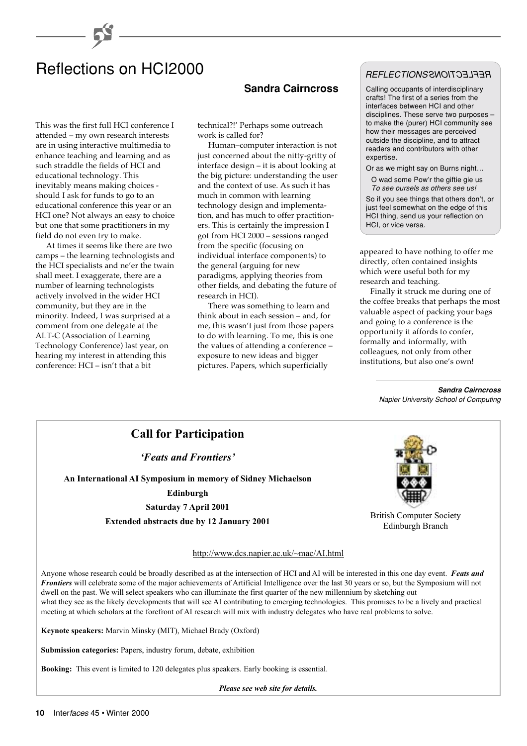# Reflections on HCI2000

**Sandra Cairncross**

This was the first full HCI conference I attended – my own research interests are in using interactive multimedia to enhance teaching and learning and as such straddle the fields of HCI and educational technology. This inevitably means making choices - should I ask for funds to go to an educational conference this year or an HCI one? Not always an easy to choice but one that some practitioners in my field do not even try to make.

At times it seems like there are two camps – the learning technologists and the HCI specialists and ne'er the twain shall meet. I exaggerate, there are a number of learning technologists actively involved in the wider HCI community, but they are in the minority. Indeed, I was surprised at a comment from one delegate at the ALT-C (Association of Learning Technology Conference) last year, on hearing my interest in attending this conference: HCI – isn't that a bit technical?!' Perhaps some outreach work is called for?

Human–computer interaction is not just concerned about the nitty-gritty of interface design – it is about looking at the big picture: understanding the user and the context of use. As such it has much in common with learning technology design and implementation, and has much to offer practitioners. This is certainly the impression I got from HCI 2000 – sessions ranged from the specific (focusing on individual interface components) to the general (arguing for new paradigms, applying theories from other fields, and debating the future of research in HCI).

There was something to learn and think about in each session – and, for me, this wasn't just from those papers to do with learning. To me, this is one the values of attending a conference – exposure to new ideas and bigger pictures. Papers, which superficially appeared to have nothing to offer me directly, often contained insights which were useful both for my research and teaching.

Finally it struck me during one of the coffee breaks that perhaps the most valuable aspect of packing your bags and going to a conference is the opportunity it affords to confer, formally and informally, with colleagues, not only from other institutions, but also one's own!

***Sandra Cairncross***
*Napier University School of Computing*

> *REFLECTIONS*
>
> Calling occupants of interdisciplinary crafts! The first of a series from the interfaces between HCI and other disciplines. These serve two purposes – to make the (purer) HCI community see how their messages are perceived outside the discipline, and to attract readers and contributors with other expertise.
>
> Or as we might say on Burns night…
>
> O wad some Pow'r the giftie gie us
> *To see oursels as others see us!*
>
> So if you see things that others don't, or just feel somewhat on the edge of this HCI thing, send us your reflection on HCI, or vice versa.

## Call for Participation

***'Feats and Frontiers'***

**An International AI Symposium in memory of Sidney Michaelson**

**Edinburgh**

**Saturday 7 April 2001**

**Extended abstracts due by 12 January 2001**

British Computer Society
Edinburgh Branch

http://www.dcs.napier.ac.uk/~mac/AI.html

Anyone whose research could be broadly described as at the intersection of HCI and AI will be interested in this one day event. ***Feats and Frontiers*** will celebrate some of the major achievements of Artificial Intelligence over the last 30 years or so, but the Symposium will not dwell on the past. We will select speakers who can illuminate the first quarter of the new millennium by sketching out what they see as the likely developments that will see AI contributing to emerging technologies. This promises to be a lively and practical meeting at which scholars at the forefront of AI research will mix with industry delegates who have real problems to solve.

**Keynote speakers:** Marvin Minsky (MIT), Michael Brady (Oxford)

**Submission categories:** Papers, industry forum, debate, exhibition

**Booking:** This event is limited to 120 delegates plus speakers. Early booking is essential.

***Please see web site for details.***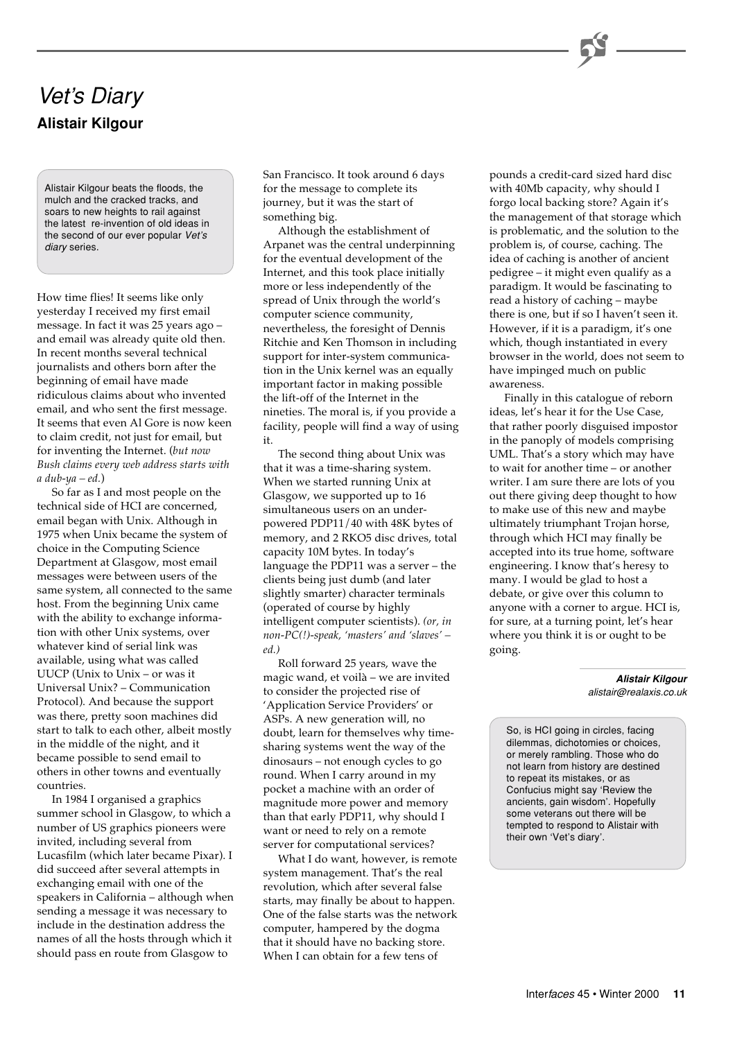# *Vet's Diary*

## Alistair Kilgour

Alistair Kilgour beats the floods, the mulch and the cracked tracks, and soars to new heights to rail against the latest re-invention of old ideas in the second of our ever popular *Vet's diary* series.

How time flies! It seems like only yesterday I received my first email message. In fact it was 25 years ago – and email was already quite old then. In recent months several technical journalists and others born after the beginning of email have made ridiculous claims about who invented email, and who sent the first message. It seems that even Al Gore is now keen to claim credit, not just for email, but for inventing the Internet. (*but now Bush claims every web address starts with a dub-ya – ed.*)

So far as I and most people on the technical side of HCI are concerned, email began with Unix. Although in 1975 when Unix became the system of choice in the Computing Science Department at Glasgow, most email messages were between users of the same system, all connected to the same host. From the beginning Unix came with the ability to exchange information with other Unix systems, over whatever kind of serial link was available, using what was called UUCP (Unix to Unix – or was it Universal Unix? – Communication Protocol). And because the support was there, pretty soon machines did start to talk to each other, albeit mostly in the middle of the night, and it became possible to send email to others in other towns and eventually countries.

In 1984 I organised a graphics summer school in Glasgow, to which a number of US graphics pioneers were invited, including several from Lucasfilm (which later became Pixar). I did succeed after several attempts in exchanging email with one of the speakers in California – although when sending a message it was necessary to include in the destination address the names of all the hosts through which it should pass en route from Glasgow to San Francisco. It took around 6 days for the message to complete its journey, but it was the start of something big.

Although the establishment of Arpanet was the central underpinning for the eventual development of the Internet, and this took place initially more or less independently of the spread of Unix through the world's computer science community, nevertheless, the foresight of Dennis Ritchie and Ken Thomson in including support for inter-system communication in the Unix kernel was an equally important factor in making possible the lift-off of the Internet in the nineties. The moral is, if you provide a facility, people will find a way of using it.

The second thing about Unix was that it was a time-sharing system. When we started running Unix at Glasgow, we supported up to 16 simultaneous users on an under-powered PDP11/40 with 48K bytes of memory, and 2 RKO5 disc drives, total capacity 10M bytes. In today's language the PDP11 was a server – the clients being just dumb (and later slightly smarter) character terminals (operated of course by highly intelligent computer scientists). *(or, in non-PC(!)-speak, 'masters' and 'slaves' – ed.)*

Roll forward 25 years, wave the magic wand, et voilà – we are invited to consider the projected rise of 'Application Service Providers' or ASPs. A new generation will, no doubt, learn for themselves why time-sharing systems went the way of the dinosaurs – not enough cycles to go round. When I carry around in my pocket a machine with an order of magnitude more power and memory than that early PDP11, why should I want or need to rely on a remote server for computational services?

What I do want, however, is remote system management. That's the real revolution, which after several false starts, may finally be about to happen. One of the false starts was the network computer, hampered by the dogma that it should have no backing store. When I can obtain for a few tens of pounds a credit-card sized hard disc with 40Mb capacity, why should I forgo local backing store? Again it's the management of that storage which is problematic, and the solution to the problem is, of course, caching. The idea of caching is another of ancient pedigree – it might even qualify as a paradigm. It would be fascinating to read a history of caching – maybe there is one, but if so I haven't seen it. However, if it is a paradigm, it's one which, though instantiated in every browser in the world, does not seem to have impinged much on public awareness.

Finally in this catalogue of reborn ideas, let's hear it for the Use Case, that rather poorly disguised impostor in the panoply of models comprising UML. That's a story which may have to wait for another time – or another writer. I am sure there are lots of you out there giving deep thought to how to make use of this new and maybe ultimately triumphant Trojan horse, through which HCI may finally be accepted into its true home, software engineering. I know that's heresy to many. I would be glad to host a debate, or give over this column to anyone with a corner to argue. HCI is, for sure, at a turning point, let's hear where you think it is or ought to be going.

***Alistair Kilgour***
*alistair@realaxis.co.uk*

So, is HCI going in circles, facing dilemmas, dichotomies or choices, or merely rambling. Those who do not learn from history are destined to repeat its mistakes, or as Confucius might say 'Review the ancients, gain wisdom'. Hopefully some veterans out there will be tempted to respond to Alistair with their own 'Vet's diary'.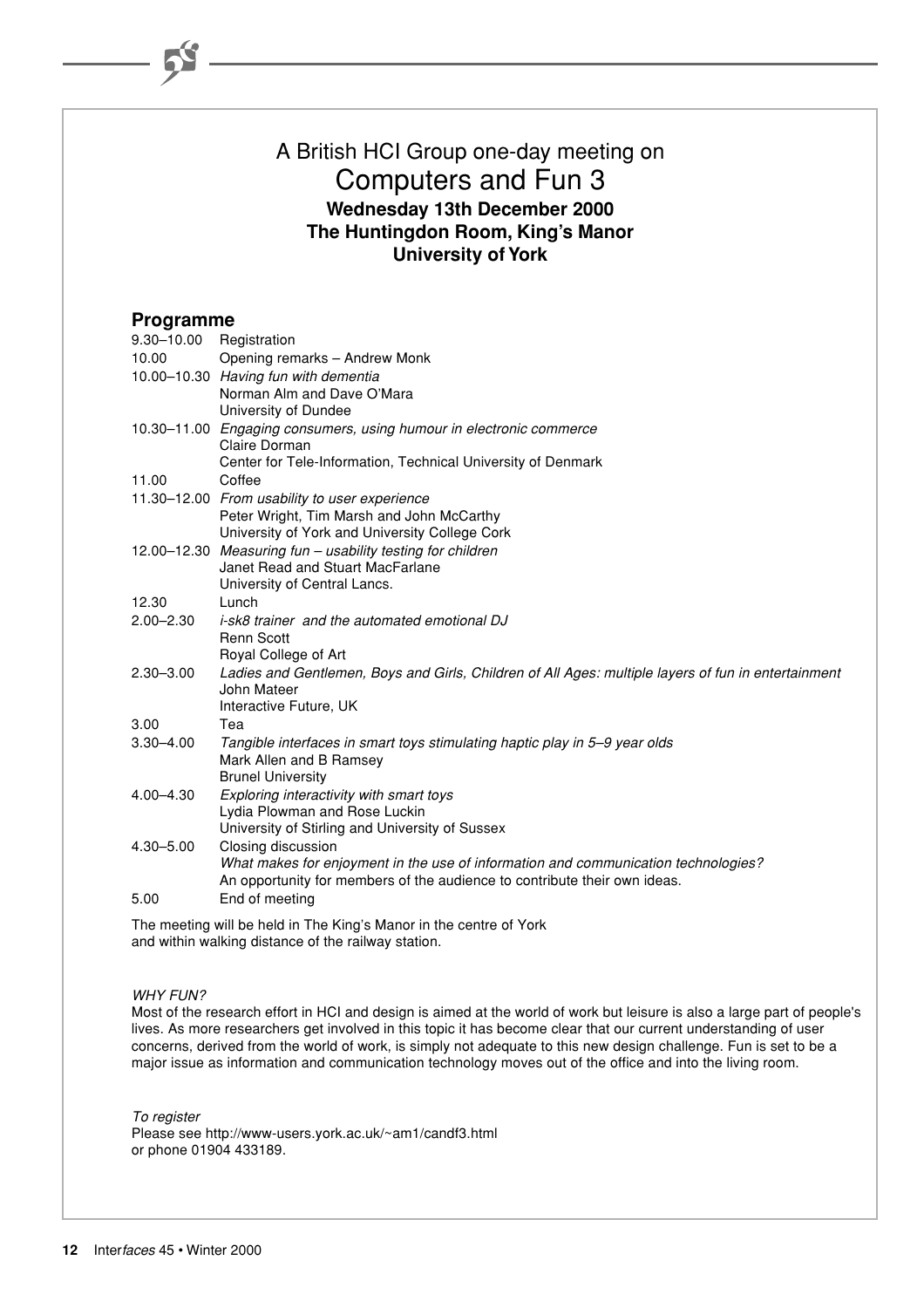# A British HCI Group one-day meeting on Computers and Fun 3

**Wednesday 13th December 2000**
**The Huntingdon Room, King's Manor**
**University of York**

## Programme

| | |
|---|---|
| 9.30–10.00 | Registration |
| 10.00 | Opening remarks – Andrew Monk |
| 10.00–10.30 | *Having fun with dementia*<br>Norman Alm and Dave O'Mara<br>University of Dundee |
| 10.30–11.00 | *Engaging consumers, using humour in electronic commerce*<br>Claire Dorman<br>Center for Tele-Information, Technical University of Denmark |
| 11.00 | Coffee |
| 11.30–12.00 | *From usability to user experience*<br>Peter Wright, Tim Marsh and John McCarthy<br>University of York and University College Cork |
| 12.00–12.30 | *Measuring fun – usability testing for children*<br>Janet Read and Stuart MacFarlane<br>University of Central Lancs. |
| 12.30 | Lunch |
| 2.00–2.30 | *i-sk8 trainer and the automated emotional DJ*<br>Renn Scott<br>Royal College of Art |
| 2.30–3.00 | *Ladies and Gentlemen, Boys and Girls, Children of All Ages: multiple layers of fun in entertainment*<br>John Mateer<br>Interactive Future, UK |
| 3.00 | Tea |
| 3.30–4.00 | *Tangible interfaces in smart toys stimulating haptic play in 5–9 year olds*<br>Mark Allen and B Ramsey<br>Brunel University |
| 4.00–4.30 | *Exploring interactivity with smart toys*<br>Lydia Plowman and Rose Luckin<br>University of Stirling and University of Sussex |
| 4.30–5.00 | Closing discussion<br>*What makes for enjoyment in the use of information and communication technologies?*<br>An opportunity for members of the audience to contribute their own ideas. |
| 5.00 | End of meeting |

The meeting will be held in The King's Manor in the centre of York and within walking distance of the railway station.

*WHY FUN?*

Most of the research effort in HCI and design is aimed at the world of work but leisure is also a large part of people's lives. As more researchers get involved in this topic it has become clear that our current understanding of user concerns, derived from the world of work, is simply not adequate to this new design challenge. Fun is set to be a major issue as information and communication technology moves out of the office and into the living room.

*To register*

Please see http://www-users.york.ac.uk/~am1/candf3.html
or phone 01904 433189.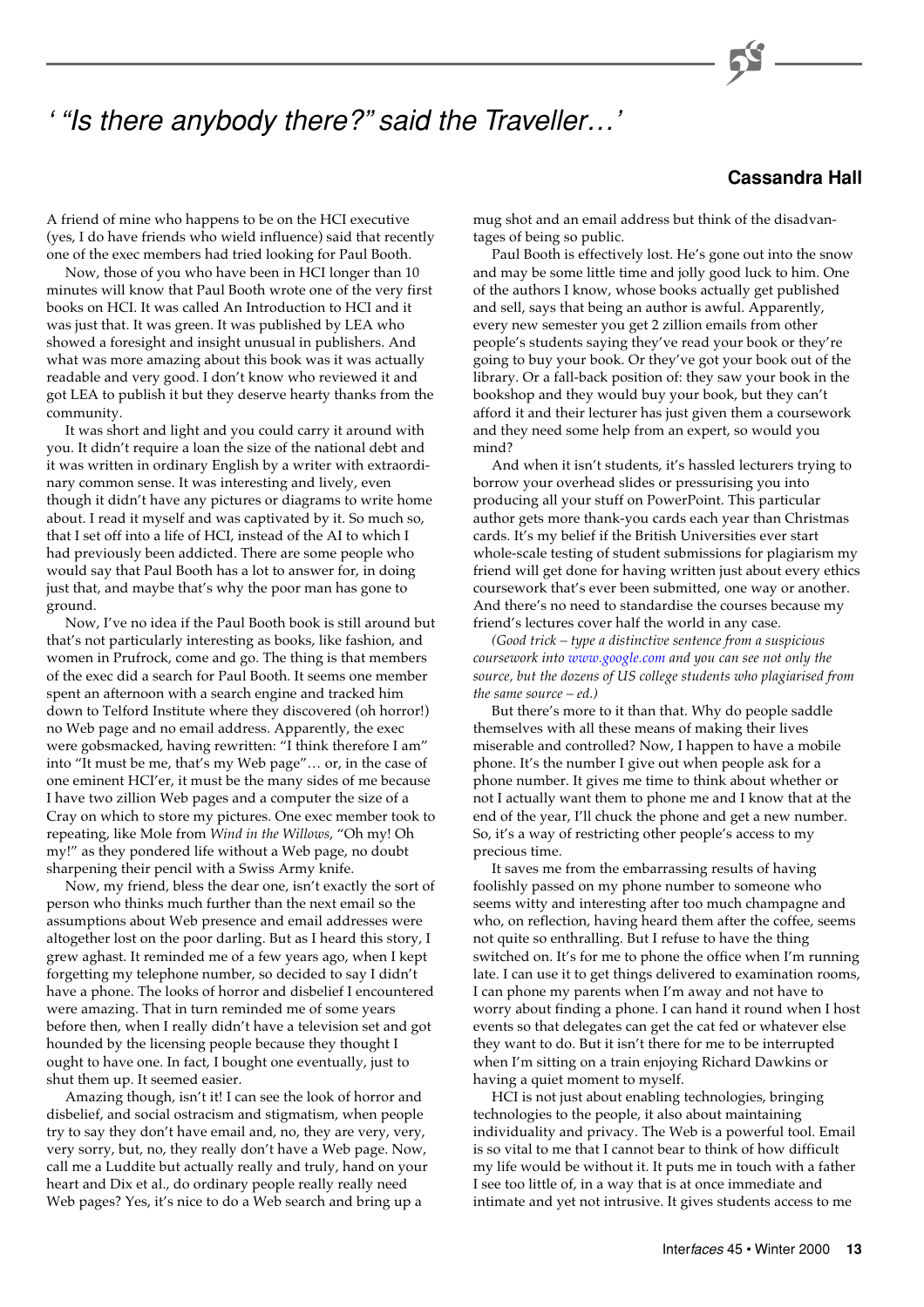# ' "Is there anybody there?" said the Traveller…'

**Cassandra Hall**

A friend of mine who happens to be on the HCI executive (yes, I do have friends who wield influence) said that recently one of the exec members had tried looking for Paul Booth.

Now, those of you who have been in HCI longer than 10 minutes will know that Paul Booth wrote one of the very first books on HCI. It was called An Introduction to HCI and it was just that. It was green. It was published by LEA who showed a foresight and insight unusual in publishers. And what was more amazing about this book was it was actually readable and very good. I don't know who reviewed it and got LEA to publish it but they deserve hearty thanks from the community.

It was short and light and you could carry it around with you. It didn't require a loan the size of the national debt and it was written in ordinary English by a writer with extraordinary common sense. It was interesting and lively, even though it didn't have any pictures or diagrams to write home about. I read it myself and was captivated by it. So much so, that I set off into a life of HCI, instead of the AI to which I had previously been addicted. There are some people who would say that Paul Booth has a lot to answer for, in doing just that, and maybe that's why the poor man has gone to ground.

Now, I've no idea if the Paul Booth book is still around but that's not particularly interesting as books, like fashion, and women in Prufrock, come and go. The thing is that members of the exec did a search for Paul Booth. It seems one member spent an afternoon with a search engine and tracked him down to Telford Institute where they discovered (oh horror!) no Web page and no email address. Apparently, the exec were gobsmacked, having rewritten: "I think therefore I am" into "It must be me, that's my Web page"… or, in the case of one eminent HCI'er, it must be the many sides of me because I have two zillion Web pages and a computer the size of a Cray on which to store my pictures. One exec member took to repeating, like Mole from *Wind in the Willows*, "Oh my! Oh my!" as they pondered life without a Web page, no doubt sharpening their pencil with a Swiss Army knife.

Now, my friend, bless the dear one, isn't exactly the sort of person who thinks much further than the next email so the assumptions about Web presence and email addresses were altogether lost on the poor darling. But as I heard this story, I grew aghast. It reminded me of a few years ago, when I kept forgetting my telephone number, so decided to say I didn't have a phone. The looks of horror and disbelief I encountered were amazing. That in turn reminded me of some years before then, when I really didn't have a television set and got hounded by the licensing people because they thought I ought to have one. In fact, I bought one eventually, just to shut them up. It seemed easier.

Amazing though, isn't it! I can see the look of horror and disbelief, and social ostracism and stigmatism, when people try to say they don't have email and, no, they are very, very, very sorry, but, no, they really don't have a Web page. Now, call me a Luddite but actually really and truly, hand on your heart and Dix et al., do ordinary people really really need Web pages? Yes, it's nice to do a Web search and bring up a mug shot and an email address but think of the disadvantages of being so public.

Paul Booth is effectively lost. He's gone out into the snow and may be some little time and jolly good luck to him. One of the authors I know, whose books actually get published and sell, says that being an author is awful. Apparently, every new semester you get 2 zillion emails from other people's students saying they've read your book or they're going to buy your book. Or they've got your book out of the library. Or a fall-back position of: they saw your book in the bookshop and they would buy your book, but they can't afford it and their lecturer has just given them a coursework and they need some help from an expert, so would you mind?

And when it isn't students, it's hassled lecturers trying to borrow your overhead slides or pressurising you into producing all your stuff on PowerPoint. This particular author gets more thank-you cards each year than Christmas cards. It's my belief if the British Universities ever start whole-scale testing of student submissions for plagiarism my friend will get done for having written just about every ethics coursework that's ever been submitted, one way or another. And there's no need to standardise the courses because my friend's lectures cover half the world in any case.

*(Good trick – type a distinctive sentence from a suspicious coursework into www.google.com and you can see not only the source, but the dozens of US college students who plagiarised from the same source – ed.)*

But there's more to it than that. Why do people saddle themselves with all these means of making their lives miserable and controlled? Now, I happen to have a mobile phone. It's the number I give out when people ask for a phone number. It gives me time to think about whether or not I actually want them to phone me and I know that at the end of the year, I'll chuck the phone and get a new number. So, it's a way of restricting other people's access to my precious time.

It saves me from the embarrassing results of having foolishly passed on my phone number to someone who seems witty and interesting after too much champagne and who, on reflection, having heard them after the coffee, seems not quite so enthralling. But I refuse to have the thing switched on. It's for me to phone the office when I'm running late. I can use it to get things delivered to examination rooms, I can phone my parents when I'm away and not have to worry about finding a phone. I can hand it round when I host events so that delegates can get the cat fed or whatever else they want to do. But it isn't there for me to be interrupted when I'm sitting on a train enjoying Richard Dawkins or having a quiet moment to myself.

HCI is not just about enabling technologies, bringing technologies to the people, it also about maintaining individuality and privacy. The Web is a powerful tool. Email is so vital to me that I cannot bear to think of how difficult my life would be without it. It puts me in touch with a father I see too little of, in a way that is at once immediate and intimate and yet not intrusive. It gives students access to me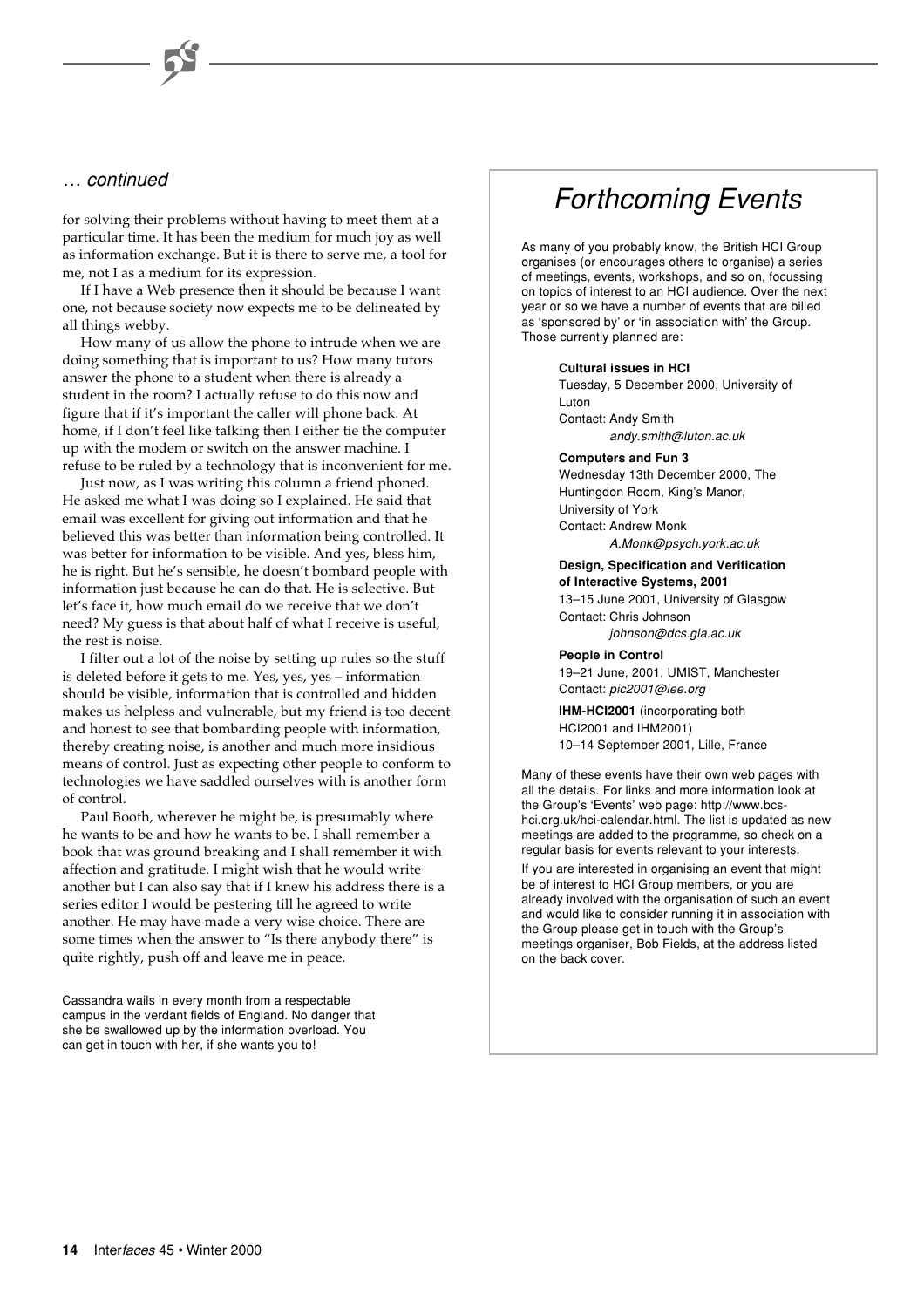*… continued*

for solving their problems without having to meet them at a particular time. It has been the medium for much joy as well as information exchange. But it is there to serve me, a tool for me, not I as a medium for its expression.

If I have a Web presence then it should be because I want one, not because society now expects me to be delineated by all things webby.

How many of us allow the phone to intrude when we are doing something that is important to us? How many tutors answer the phone to a student when there is already a student in the room? I actually refuse to do this now and figure that if it's important the caller will phone back. At home, if I don't feel like talking then I either tie the computer up with the modem or switch on the answer machine. I refuse to be ruled by a technology that is inconvenient for me.

Just now, as I was writing this column a friend phoned. He asked me what I was doing so I explained. He said that email was excellent for giving out information and that he believed this was better than information being controlled. It was better for information to be visible. And yes, bless him, he is right. But he's sensible, he doesn't bombard people with information just because he can do that. He is selective. But let's face it, how much email do we receive that we don't need? My guess is that about half of what I receive is useful, the rest is noise.

I filter out a lot of the noise by setting up rules so the stuff is deleted before it gets to me. Yes, yes, yes – information should be visible, information that is controlled and hidden makes us helpless and vulnerable, but my friend is too decent and honest to see that bombarding people with information, thereby creating noise, is another and much more insidious means of control. Just as expecting other people to conform to technologies we have saddled ourselves with is another form of control.

Paul Booth, wherever he might be, is presumably where he wants to be and how he wants to be. I shall remember a book that was ground breaking and I shall remember it with affection and gratitude. I might wish that he would write another but I can also say that if I knew his address there is a series editor I would be pestering till he agreed to write another. He may have made a very wise choice. There are some times when the answer to "Is there anybody there" is quite rightly, push off and leave me in peace.

Cassandra wails in every month from a respectable campus in the verdant fields of England. No danger that she be swallowed up by the information overload. You can get in touch with her, if she wants you to!

# *Forthcoming Events*

As many of you probably know, the British HCI Group organises (or encourages others to organise) a series of meetings, events, workshops, and so on, focussing on topics of interest to an HCI audience. Over the next year or so we have a number of events that are billed as 'sponsored by' or 'in association with' the Group. Those currently planned are:

**Cultural issues in HCI**
Tuesday, 5 December 2000, University of Luton
Contact: Andy Smith
*andy.smith@luton.ac.uk*

**Computers and Fun 3**
Wednesday 13th December 2000, The Huntingdon Room, King's Manor, University of York
Contact: Andrew Monk
*A.Monk@psych.york.ac.uk*

**Design, Specification and Verification of Interactive Systems, 2001**
13–15 June 2001, University of Glasgow
Contact: Chris Johnson
*johnson@dcs.gla.ac.uk*

**People in Control**
19–21 June, 2001, UMIST, Manchester
Contact: *pic2001@iee.org*

**IHM-HCI2001** (incorporating both HCI2001 and IHM2001)
10–14 September 2001, Lille, France

Many of these events have their own web pages with all the details. For links and more information look at the Group's 'Events' web page: http://www.bcs-hci.org.uk/hci-calendar.html. The list is updated as new meetings are added to the programme, so check on a regular basis for events relevant to your interests.

If you are interested in organising an event that might be of interest to HCI Group members, or you are already involved with the organisation of such an event and would like to consider running it in association with the Group please get in touch with the Group's meetings organiser, Bob Fields, at the address listed on the back cover.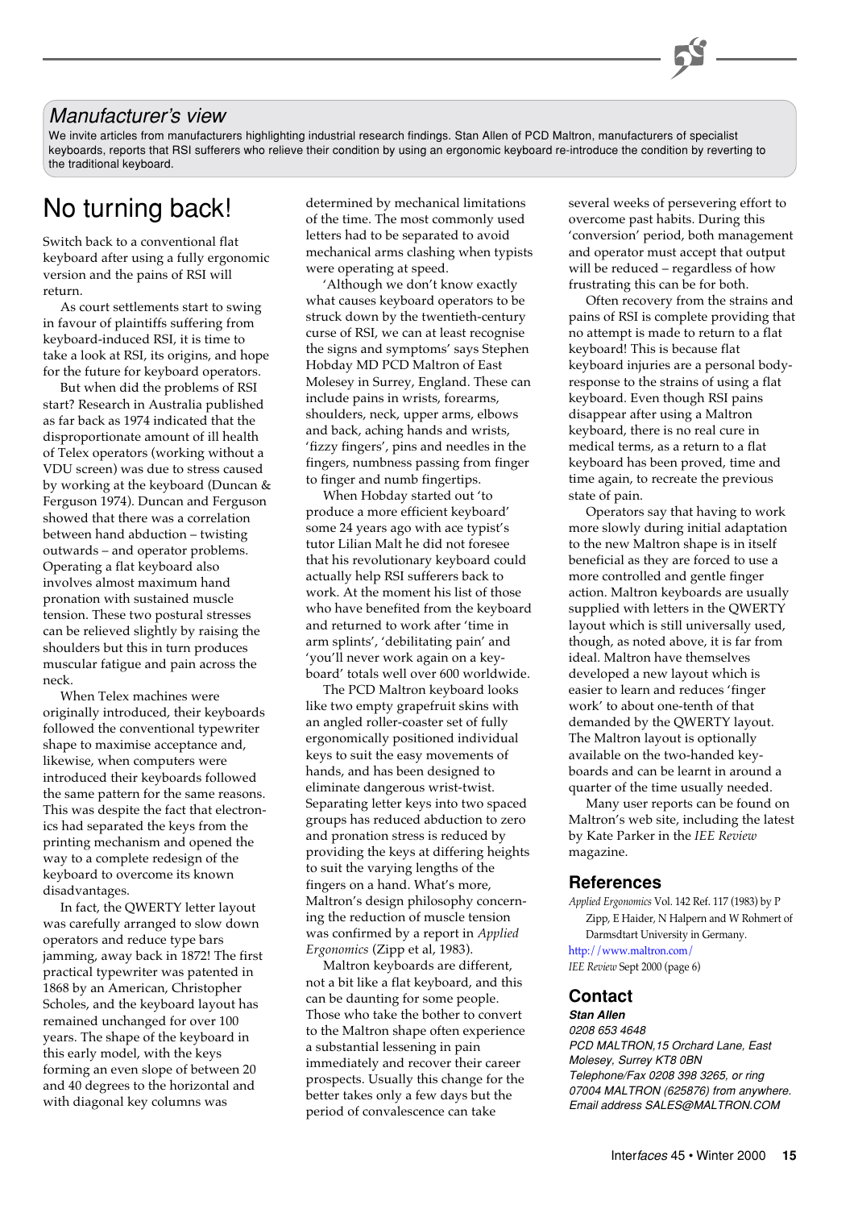## Manufacturer's view

We invite articles from manufacturers highlighting industrial research findings. Stan Allen of PCD Maltron, manufacturers of specialist keyboards, reports that RSI sufferers who relieve their condition by using an ergonomic keyboard re-introduce the condition by reverting to the traditional keyboard.

# No turning back!

Switch back to a conventional flat keyboard after using a fully ergonomic version and the pains of RSI will return.

As court settlements start to swing in favour of plaintiffs suffering from keyboard-induced RSI, it is time to take a look at RSI, its origins, and hope for the future for keyboard operators.

But when did the problems of RSI start? Research in Australia published as far back as 1974 indicated that the disproportionate amount of ill health of Telex operators (working without a VDU screen) was due to stress caused by working at the keyboard (Duncan & Ferguson 1974). Duncan and Ferguson showed that there was a correlation between hand abduction – twisting outwards – and operator problems. Operating a flat keyboard also involves almost maximum hand pronation with sustained muscle tension. These two postural stresses can be relieved slightly by raising the shoulders but this in turn produces muscular fatigue and pain across the neck.

When Telex machines were originally introduced, their keyboards followed the conventional typewriter shape to maximise acceptance and, likewise, when computers were introduced their keyboards followed the same pattern for the same reasons. This was despite the fact that electronics had separated the keys from the printing mechanism and opened the way to a complete redesign of the keyboard to overcome its known disadvantages.

In fact, the QWERTY letter layout was carefully arranged to slow down operators and reduce type bars jamming, away back in 1872! The first practical typewriter was patented in 1868 by an American, Christopher Scholes, and the keyboard layout has remained unchanged for over 100 years. The shape of the keyboard in this early model, with the keys forming an even slope of between 20 and 40 degrees to the horizontal and with diagonal key columns was determined by mechanical limitations of the time. The most commonly used letters had to be separated to avoid mechanical arms clashing when typists were operating at speed.

'Although we don't know exactly what causes keyboard operators to be struck down by the twentieth-century curse of RSI, we can at least recognise the signs and symptoms' says Stephen Hobday MD PCD Maltron of East Molesey in Surrey, England. These can include pains in wrists, forearms, shoulders, neck, upper arms, elbows and back, aching hands and wrists, 'fizzy fingers', pins and needles in the fingers, numbness passing from finger to finger and numb fingertips.

When Hobday started out 'to produce a more efficient keyboard' some 24 years ago with ace typist's tutor Lilian Malt he did not foresee that his revolutionary keyboard could actually help RSI sufferers back to work. At the moment his list of those who have benefited from the keyboard and returned to work after 'time in arm splints', 'debilitating pain' and 'you'll never work again on a keyboard' totals well over 600 worldwide.

The PCD Maltron keyboard looks like two empty grapefruit skins with an angled roller-coaster set of fully ergonomically positioned individual keys to suit the easy movements of hands, and has been designed to eliminate dangerous wrist-twist. Separating letter keys into two spaced groups has reduced abduction to zero and pronation stress is reduced by providing the keys at differing heights to suit the varying lengths of the fingers on a hand. What's more, Maltron's design philosophy concerning the reduction of muscle tension was confirmed by a report in *Applied Ergonomics* (Zipp et al, 1983).

Maltron keyboards are different, not a bit like a flat keyboard, and this can be daunting for some people. Those who take the bother to convert to the Maltron shape often experience a substantial lessening in pain immediately and recover their career prospects. Usually this change for the better takes only a few days but the period of convalescence can take several weeks of persevering effort to overcome past habits. During this 'conversion' period, both management and operator must accept that output will be reduced – regardless of how frustrating this can be for both.

Often recovery from the strains and pains of RSI is complete providing that no attempt is made to return to a flat keyboard! This is because flat keyboard injuries are a personal body-response to the strains of using a flat keyboard. Even though RSI pains disappear after using a Maltron keyboard, there is no real cure in medical terms, as a return to a flat keyboard has been proved, time and time again, to recreate the previous state of pain.

Operators say that having to work more slowly during initial adaptation to the new Maltron shape is in itself beneficial as they are forced to use a more controlled and gentle finger action. Maltron keyboards are usually supplied with letters in the QWERTY layout which is still universally used, though, as noted above, it is far from ideal. Maltron have themselves developed a new layout which is easier to learn and reduces 'finger work' to about one-tenth of that demanded by the QWERTY layout. The Maltron layout is optionally available on the two-handed keyboards and can be learnt in around a quarter of the time usually needed.

Many user reports can be found on Maltron's web site, including the latest by Kate Parker in the *IEE Review* magazine.

### References

*Applied Ergonomics* Vol. 142 Ref. 117 (1983) by P Zipp, E Haider, N Halpern and W Rohmert of Darmsdtart University in Germany.

http://www.maltron.com/

*IEE Review* Sept 2000 (page 6)

### Contact

***Stan Allen***
*0208 653 4648*
*PCD MALTRON,15 Orchard Lane, East Molesey, Surrey KT8 0BN*
*Telephone/Fax 0208 398 3265, or ring 07004 MALTRON (625876) from anywhere.*
*Email address SALES@MALTRON.COM*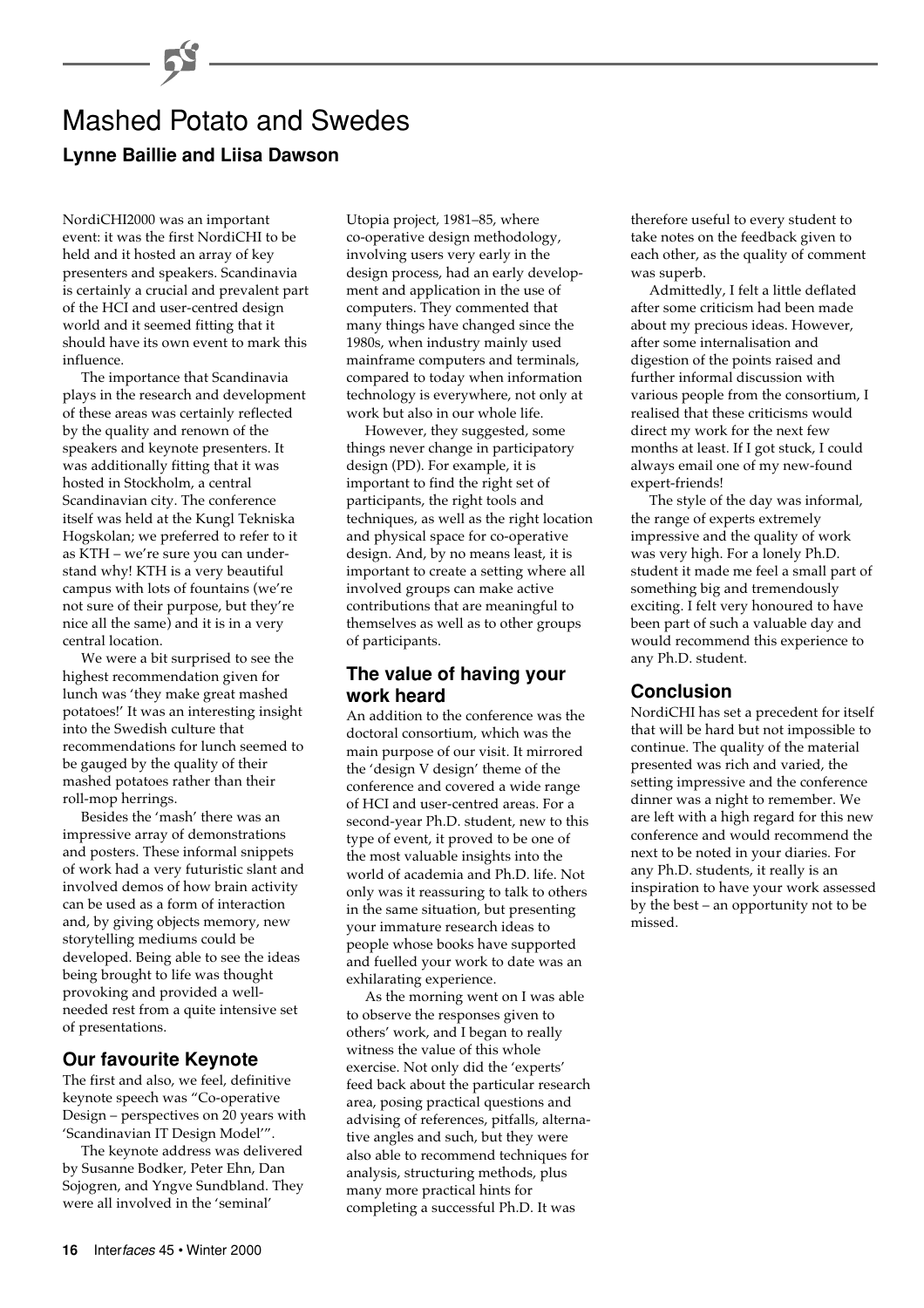# Mashed Potato and Swedes

**Lynne Baillie and Liisa Dawson**

NordiCHI2000 was an important event: it was the first NordiCHI to be held and it hosted an array of key presenters and speakers. Scandinavia is certainly a crucial and prevalent part of the HCI and user-centred design world and it seemed fitting that it should have its own event to mark this influence.

The importance that Scandinavia plays in the research and development of these areas was certainly reflected by the quality and renown of the speakers and keynote presenters. It was additionally fitting that it was hosted in Stockholm, a central Scandinavian city. The conference itself was held at the Kungl Tekniska Hogskolan; we preferred to refer to it as KTH – we're sure you can understand why! KTH is a very beautiful campus with lots of fountains (we're not sure of their purpose, but they're nice all the same) and it is in a very central location.

We were a bit surprised to see the highest recommendation given for lunch was 'they make great mashed potatoes!' It was an interesting insight into the Swedish culture that recommendations for lunch seemed to be gauged by the quality of their mashed potatoes rather than their roll-mop herrings.

Besides the 'mash' there was an impressive array of demonstrations and posters. These informal snippets of work had a very futuristic slant and involved demos of how brain activity can be used as a form of interaction and, by giving objects memory, new storytelling mediums could be developed. Being able to see the ideas being brought to life was thought provoking and provided a well-needed rest from a quite intensive set of presentations.

## Our favourite Keynote

The first and also, we feel, definitive keynote speech was "Co-operative Design – perspectives on 20 years with 'Scandinavian IT Design Model'".

The keynote address was delivered by Susanne Bodker, Peter Ehn, Dan Sojogren, and Yngve Sundbland. They were all involved in the 'seminal' Utopia project, 1981–85, where co-operative design methodology, involving users very early in the design process, had an early development and application in the use of computers. They commented that many things have changed since the 1980s, when industry mainly used mainframe computers and terminals, compared to today when information technology is everywhere, not only at work but also in our whole life.

However, they suggested, some things never change in participatory design (PD). For example, it is important to find the right set of participants, the right tools and techniques, as well as the right location and physical space for co-operative design. And, by no means least, it is important to create a setting where all involved groups can make active contributions that are meaningful to themselves as well as to other groups of participants.

## The value of having your work heard

An addition to the conference was the doctoral consortium, which was the main purpose of our visit. It mirrored the 'design V design' theme of the conference and covered a wide range of HCI and user-centred areas. For a second-year Ph.D. student, new to this type of event, it proved to be one of the most valuable insights into the world of academia and Ph.D. life. Not only was it reassuring to talk to others in the same situation, but presenting your immature research ideas to people whose books have supported and fuelled your work to date was an exhilarating experience.

As the morning went on I was able to observe the responses given to others' work, and I began to really witness the value of this whole exercise. Not only did the 'experts' feed back about the particular research area, posing practical questions and advising of references, pitfalls, alternative angles and such, but they were also able to recommend techniques for analysis, structuring methods, plus many more practical hints for completing a successful Ph.D. It was therefore useful to every student to take notes on the feedback given to each other, as the quality of comment was superb.

Admittedly, I felt a little deflated after some criticism had been made about my precious ideas. However, after some internalisation and digestion of the points raised and further informal discussion with various people from the consortium, I realised that these criticisms would direct my work for the next few months at least. If I got stuck, I could always email one of my new-found expert-friends!

The style of the day was informal, the range of experts extremely impressive and the quality of work was very high. For a lonely Ph.D. student it made me feel a small part of something big and tremendously exciting. I felt very honoured to have been part of such a valuable day and would recommend this experience to any Ph.D. student.

## Conclusion

NordiCHI has set a precedent for itself that will be hard but not impossible to continue. The quality of the material presented was rich and varied, the setting impressive and the conference dinner was a night to remember. We are left with a high regard for this new conference and would recommend the next to be noted in your diaries. For any Ph.D. students, it really is an inspiration to have your work assessed by the best – an opportunity not to be missed.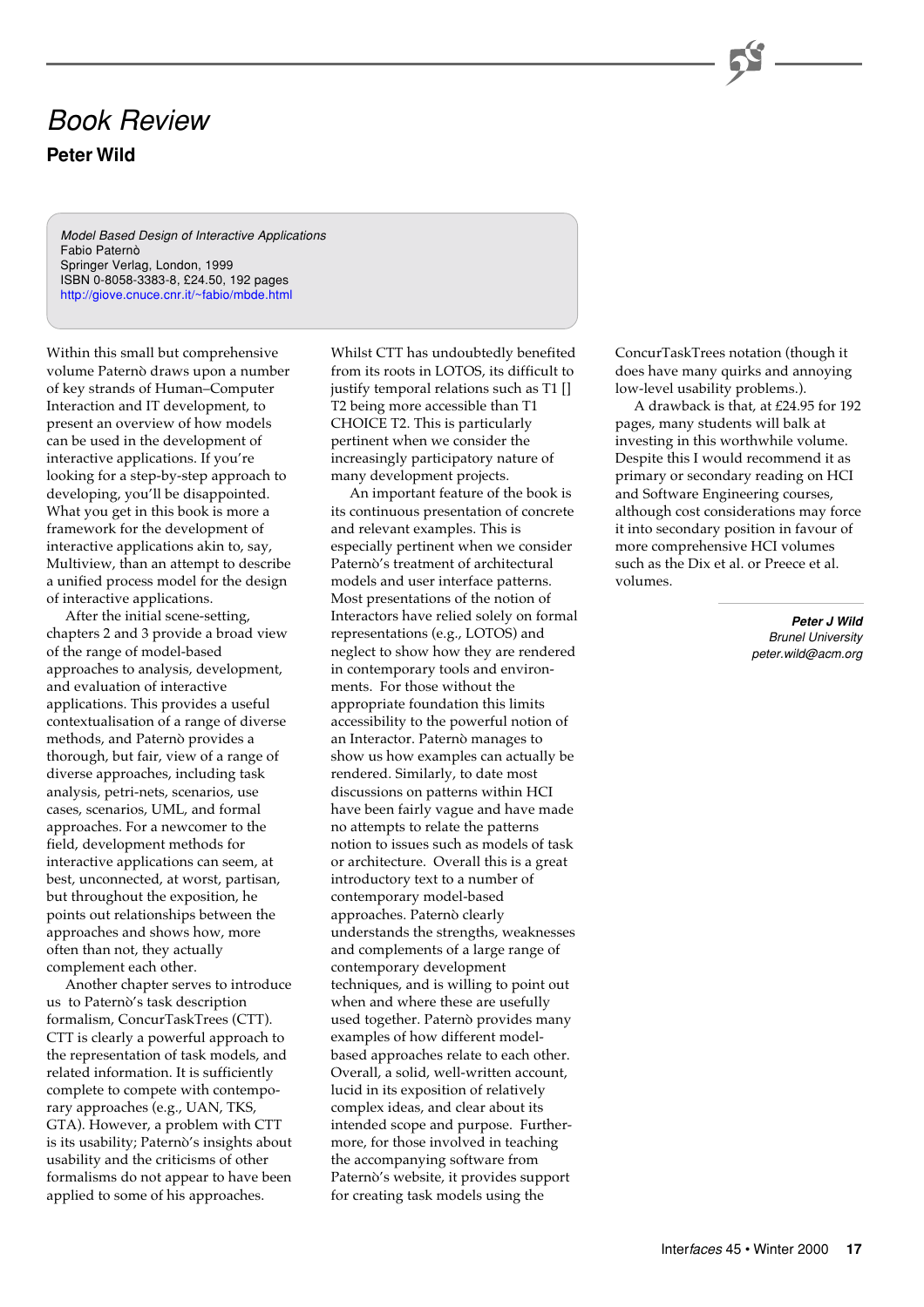# Book Review

## Peter Wild

*Model Based Design of Interactive Applications*
Fabio Paternò
Springer Verlag, London, 1999
ISBN 0-8058-3383-8, £24.50, 192 pages
http://giove.cnuce.cnr.it/~fabio/mbde.html

Within this small but comprehensive volume Paternò draws upon a number of key strands of Human–Computer Interaction and IT development, to present an overview of how models can be used in the development of interactive applications. If you're looking for a step-by-step approach to developing, you'll be disappointed. What you get in this book is more a framework for the development of interactive applications akin to, say, Multiview, than an attempt to describe a unified process model for the design of interactive applications.

After the initial scene-setting, chapters 2 and 3 provide a broad view of the range of model-based approaches to analysis, development, and evaluation of interactive applications. This provides a useful contextualisation of a range of diverse methods, and Paternò provides a thorough, but fair, view of a range of diverse approaches, including task analysis, petri-nets, scenarios, use cases, scenarios, UML, and formal approaches. For a newcomer to the field, development methods for interactive applications can seem, at best, unconnected, at worst, partisan, but throughout the exposition, he points out relationships between the approaches and shows how, more often than not, they actually complement each other.

Another chapter serves to introduce us to Paternò's task description formalism, ConcurTaskTrees (CTT). CTT is clearly a powerful approach to the representation of task models, and related information. It is sufficiently complete to compete with contemporary approaches (e.g., UAN, TKS, GTA). However, a problem with CTT is its usability; Paternò's insights about usability and the criticisms of other formalisms do not appear to have been applied to some of his approaches. Whilst CTT has undoubtedly benefited from its roots in LOTOS, its difficult to justify temporal relations such as T1 [] T2 being more accessible than T1 CHOICE T2. This is particularly pertinent when we consider the increasingly participatory nature of many development projects.

An important feature of the book is its continuous presentation of concrete and relevant examples. This is especially pertinent when we consider Paternò's treatment of architectural models and user interface patterns. Most presentations of the notion of Interactors have relied solely on formal representations (e.g., LOTOS) and neglect to show how they are rendered in contemporary tools and environments. For those without the appropriate foundation this limits accessibility to the powerful notion of an Interactor. Paternò manages to show us how examples can actually be rendered. Similarly, to date most discussions on patterns within HCI have been fairly vague and have made no attempts to relate the patterns notion to issues such as models of task or architecture. Overall this is a great introductory text to a number of contemporary model-based approaches. Paternò clearly understands the strengths, weaknesses and complements of a large range of contemporary development techniques, and is willing to point out when and where these are usefully used together. Paternò provides many examples of how different model-based approaches relate to each other. Overall, a solid, well-written account, lucid in its exposition of relatively complex ideas, and clear about its intended scope and purpose. Furthermore, for those involved in teaching the accompanying software from Paternò's website, it provides support for creating task models using the ConcurTaskTrees notation (though it does have many quirks and annoying low-level usability problems.).

A drawback is that, at £24.95 for 192 pages, many students will balk at investing in this worthwhile volume. Despite this I would recommend it as primary or secondary reading on HCI and Software Engineering courses, although cost considerations may force it into secondary position in favour of more comprehensive HCI volumes such as the Dix et al. or Preece et al. volumes.

***Peter J Wild***
*Brunel University*
*peter.wild@acm.org*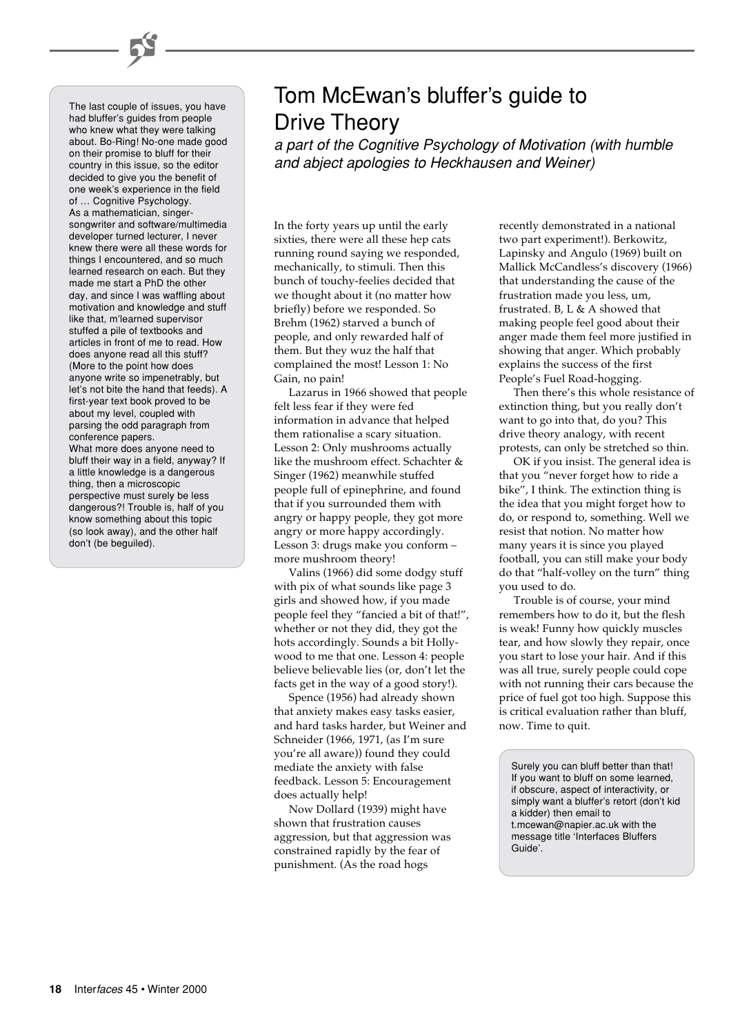The last couple of issues, you have had bluffer's guides from people who knew what they were talking about. Bo-Ring! No-one made good on their promise to bluff for their country in this issue, so the editor decided to give you the benefit of one week's experience in the field of … Cognitive Psychology. As a mathematician, singer-songwriter and software/multimedia developer turned lecturer, I never knew there were all these words for things I encountered, and so much learned research on each. But they made me start a PhD the other day, and since I was waffling about motivation and knowledge and stuff like that, m'learned supervisor stuffed a pile of textbooks and articles in front of me to read. How does anyone read all this stuff? (More to the point how does anyone write so impenetrably, but let's not bite the hand that feeds). A first-year text book proved to be about my level, coupled with parsing the odd paragraph from conference papers.
What more does anyone need to bluff their way in a field, anyway? If a little knowledge is a dangerous thing, then a microscopic perspective must surely be less dangerous?! Trouble is, half of you know something about this topic (so look away), and the other half don't (be beguiled).

# Tom McEwan's bluffer's guide to Drive Theory

*a part of the Cognitive Psychology of Motivation (with humble and abject apologies to Heckhausen and Weiner)*

In the forty years up until the early sixties, there were all these hep cats running round saying we responded, mechanically, to stimuli. Then this bunch of touchy-feelies decided that we thought about it (no matter how briefly) before we responded. So Brehm (1962) starved a bunch of people, and only rewarded half of them. But they wuz the half that complained the most! Lesson 1: No Gain, no pain!

Lazarus in 1966 showed that people felt less fear if they were fed information in advance that helped them rationalise a scary situation. Lesson 2: Only mushrooms actually like the mushroom effect. Schachter & Singer (1962) meanwhile stuffed people full of epinephrine, and found that if you surrounded them with angry or happy people, they got more angry or more happy accordingly. Lesson 3: drugs make you conform – more mushroom theory!

Valins (1966) did some dodgy stuff with pix of what sounds like page 3 girls and showed how, if you made people feel they "fancied a bit of that!", whether or not they did, they got the hots accordingly. Sounds a bit Hollywood to me that one. Lesson 4: people believe believable lies (or, don't let the facts get in the way of a good story!).

Spence (1956) had already shown that anxiety makes easy tasks easier, and hard tasks harder, but Weiner and Schneider (1966, 1971, (as I'm sure you're all aware)) found they could mediate the anxiety with false feedback. Lesson 5: Encouragement does actually help!

Now Dollard (1939) might have shown that frustration causes aggression, but that aggression was constrained rapidly by the fear of punishment. (As the road hogs recently demonstrated in a national two part experiment!). Berkowitz, Lapinsky and Angulo (1969) built on Mallick McCandless's discovery (1966) that understanding the cause of the frustration made you less, um, frustrated. B, L & A showed that making people feel good about their anger made them feel more justified in showing that anger. Which probably explains the success of the first People's Fuel Road-hogging.

Then there's this whole resistance of extinction thing, but you really don't want to go into that, do you? This drive theory analogy, with recent protests, can only be stretched so thin.

OK if you insist. The general idea is that you "never forget how to ride a bike", I think. The extinction thing is the idea that you might forget how to do, or respond to, something. Well we resist that notion. No matter how many years it is since you played football, you can still make your body do that "half-volley on the turn" thing you used to do.

Trouble is of course, your mind remembers how to do it, but the flesh is weak! Funny how quickly muscles tear, and how slowly they repair, once you start to lose your hair. And if this was all true, surely people could cope with not running their cars because the price of fuel got too high. Suppose this is critical evaluation rather than bluff, now. Time to quit.

Surely you can bluff better than that! If you want to bluff on some learned, if obscure, aspect of interactivity, or simply want a bluffer's retort (don't kid a kidder) then email to t.mcewan@napier.ac.uk with the message title 'Interfaces Bluffers Guide'.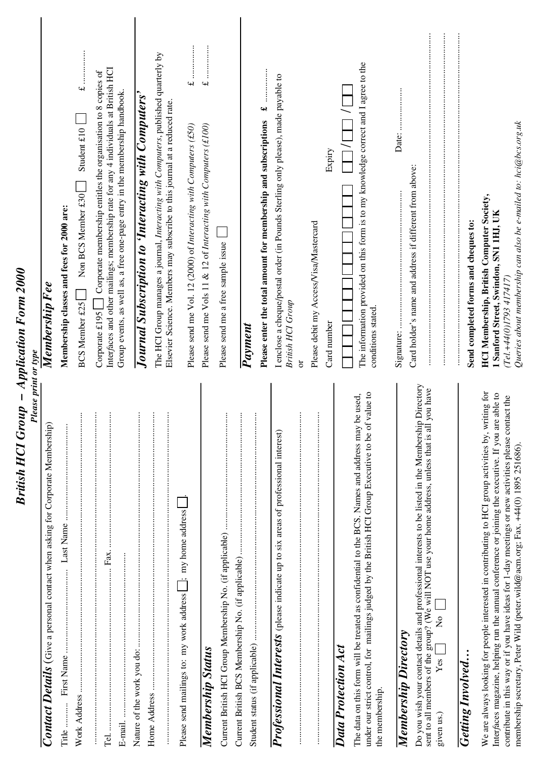# British HCI Group – Application Form 2000

*Please print or type*

## Contact Details (Give a personal contact when asking for Corporate Membership)

Title ........ First Name ........................ Last Name ........................

Work Address ................................................................

................................................................

Tel. ........................................ Fax. ........................................

E-mail. ................................................................

Nature of the work you do: ................................................................

Home Address ................................................................

................................................................

Please send mailings to: my work address ☐; my home address ☐.

## Membership Status

Current British HCI Group Membership No. (if applicable) ........................

Current British BCS Membership No. (if applicable) ........................

Student status (if applicable) ........................

## Professional Interests (please indicate up to six areas of professional interest)

................................................................

................................................................

## Data Protection Act

The data on this form will be treated as confidential to the BCS. Names and address may be used, under our strict control, for mailings judged by the British HCI Group Executive to be of value to the membership.

## Membership Directory

Do you wish your contact details and professional interests to be listed in the Membership Directory sent to all members of the group? (We will NOT use your home address, unless that is all you have given us.) Yes ☐ No ☐

## Getting Involved…

We are always looking for people interested in contributing to HCI group activities by, writing for Interfaces magazine, helping run the annual conference or joining the executive. If you are able to contribute in this way or if you have ideas for 1-day meetings or new activities please contact the membership secretary, Peter Wild (peter.wild@acm.org; Fax. +44(0) 1895 251686).

## Membership Fee

**Membership classes and fees for 2000 are:**

BCS Member £25 ☐ Non BCS Member £30 ☐ Student £10 ☐ £ ............

Corporate £195 ☐ Corporate membership entitles the organisation to 8 copies of Interfaces and other mailings; membership rate for any 4 individuals at British HCI Group events, as well as, a free one-page entry in the membership handbook.

## Journal Subscription to 'Interacting with Computers'

The HCI Group manages a journal, *Interacting with Computers*, published quarterly by Elsevier Science. Members may subscribe to this journal at a reduced rate.

Please send me Vol. 12 (2000) of *Interacting with Computers (£50)* £ ............

Please send me Vols 11 & 12 of *Interacting with Computers (£100)* £ ............

Please send me a free sample issue ☐

## Payment

**Please enter the total amount for membership and subscriptions £** ............

I enclose a cheque/postal order (in Pounds Sterling only please), made payable to *British HCI Group*

or

Please debit my Access/Visa/Mastercard

Card number ☐☐☐☐☐☐☐☐☐☐☐☐☐☐☐☐ Expiry ☐☐/☐☐/☐☐

The information provided on this form is to my knowledge correct and I agree to the conditions stated.

Signature: ........................................ Date: ....................

Card holder's name and address if different from above:

................................................................

................................................................

................................................................

**Send completed forms and cheques to:**

**HCI Membership, British Computer Society, 1 Sanford Street, Swindon, SN1 1HJ, UK**

*(Tel.+44(0)1793 417417)*

*Queries about membership can also be e-mailed to: hci@bcs.org.uk*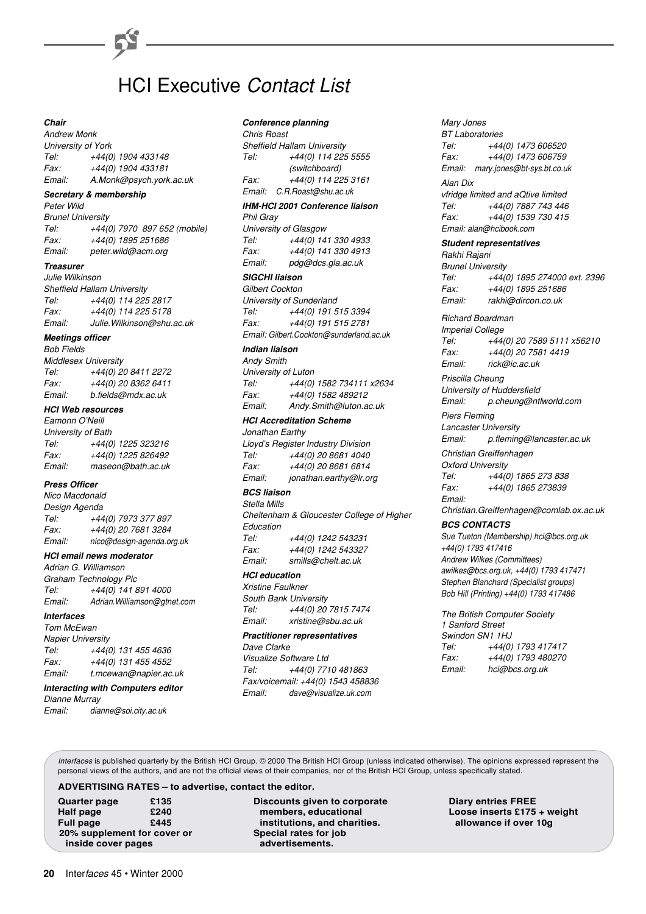# HCI Executive *Contact List*

***Chair***
*Andrew Monk*
*University of York*
*Tel: +44(0) 1904 433148*
*Fax: +44(0) 1904 433181*
*Email: A.Monk@psych.york.ac.uk*

***Secretary & membership***
*Peter Wild*
*Brunel University*
*Tel: +44(0) 7970 897 652 (mobile)*
*Fax: +44(0) 1895 251686*
*Email: peter.wild@acm.org*

***Treasurer***
*Julie Wilkinson*
*Sheffield Hallam University*
*Tel: +44(0) 114 225 2817*
*Fax: +44(0) 114 225 5178*
*Email: Julie.Wilkinson@shu.ac.uk*

***Meetings officer***
*Bob Fields*
*Middlesex University*
*Tel: +44(0) 20 8411 2272*
*Fax: +44(0) 20 8362 6411*
*Email: b.fields@mdx.ac.uk*

***HCI Web resources***
*Eamonn O'Neill*
*University of Bath*
*Tel: +44(0) 1225 323216*
*Fax: +44(0) 1225 826492*
*Email: maseon@bath.ac.uk*

***Press Officer***
*Nico Macdonald*
*Design Agenda*
*Tel: +44(0) 7973 377 897*
*Fax: +44(0) 20 7681 3284*
*Email: nico@design-agenda.org.uk*

***HCI email news moderator***
*Adrian G. Williamson*
*Graham Technology Plc*
*Tel: +44(0) 141 891 4000*
*Email: Adrian.Williamson@gtnet.com*

***Interfaces***
*Tom McEwan*
*Napier University*
*Tel: +44(0) 131 455 4636*
*Fax: +44(0) 131 455 4552*
*Email: t.mcewan@napier.ac.uk*

***Interacting with Computers editor***
*Dianne Murray*
*Email: dianne@soi.city.ac.uk*

***Conference planning***
*Chris Roast*
*Sheffield Hallam University*
*Tel: +44(0) 114 225 5555 (switchboard)*
*Fax: +44(0) 114 225 3161*
*Email: C.R.Roast@shu.ac.uk*

***IHM-HCI 2001 Conference liaison***
*Phil Gray*
*University of Glasgow*
*Tel: +44(0) 141 330 4933*
*Fax: +44(0) 141 330 4913*
*Email: pdg@dcs.gla.ac.uk*

***SIGCHI liaison***
*Gilbert Cockton*
*University of Sunderland*
*Tel: +44(0) 191 515 3394*
*Fax: +44(0) 191 515 2781*
*Email: Gilbert.Cockton@sunderland.ac.uk*

***Indian liaison***
*Andy Smith*
*University of Luton*
*Tel: +44(0) 1582 734111 x2634*
*Fax: +44(0) 1582 489212*
*Email: Andy.Smith@luton.ac.uk*

***HCI Accreditation Scheme***
*Jonathan Earthy*
*Lloyd's Register Industry Division*
*Tel: +44(0) 20 8681 4040*
*Fax: +44(0) 20 8681 6814*
*Email: jonathan.earthy@lr.org*

***BCS liaison***
*Stella Mills*
*Cheltenham & Gloucester College of Higher Education*
*Tel: +44(0) 1242 543231*
*Fax: +44(0) 1242 543327*
*Email: smills@chelt.ac.uk*

***HCI education***
*Xristine Faulkner*
*South Bank University*
*Tel: +44(0) 20 7815 7474*
*Email: xristine@sbu.ac.uk*

***Practitioner representatives***
*Dave Clarke*
*Visualize Software Ltd*
*Tel: +44(0) 7710 481863*
*Fax/voicemail: +44(0) 1543 458836*
*Email: dave@visualize.uk.com*

*Mary Jones*
*BT Laboratories*
*Tel: +44(0) 1473 606520*
*Fax: +44(0) 1473 606759*
*Email: mary.jones@bt-sys.bt.co.uk*

*Alan Dix*
*vfridge limited and aQtive limited*
*Tel: +44(0) 7887 743 446*
*Fax: +44(0) 1539 730 415*
*Email: alan@hcibook.com*

***Student representatives***
*Rakhi Rajani*
*Brunel University*
*Tel: +44(0) 1895 274000 ext. 2396*
*Fax: +44(0) 1895 251686*
*Email: rakhi@dircon.co.uk*

*Richard Boardman*
*Imperial College*
*Tel: +44(0) 20 7589 5111 x56210*
*Fax: +44(0) 20 7581 4419*
*Email: rick@ic.ac.uk*

*Priscilla Cheung*
*University of Huddersfield*
*Email: p.cheung@ntlworld.com*

*Piers Fleming*
*Lancaster University*
*Email: p.fleming@lancaster.ac.uk*

*Christian Greiffenhagen*
*Oxford University*
*Tel: +44(0) 1865 273 838*
*Fax: +44(0) 1865 273839*
*Email: Christian.Greiffenhagen@comlab.ox.ac.uk*

***BCS CONTACTS***
*Sue Tueton (Membership) hci@bcs.org.uk +44(0) 1793 417416*
*Andrew Wilkes (Committees) awilkes@bcs.org.uk, +44(0) 1793 417471*
*Stephen Blanchard (Specialist groups)*
*Bob Hill (Printing) +44(0) 1793 417486*

*The British Computer Society*
*1 Sanford Street*
*Swindon SN1 1HJ*
*Tel: +44(0) 1793 417417*
*Fax: +44(0) 1793 480270*
*Email: hci@bcs.org.uk*

*Interfaces* is published quarterly by the British HCI Group. © 2000 The British HCI Group (unless indicated otherwise). The opinions expressed represent the personal views of the authors, and are not the official views of their companies, nor of the British HCI Group, unless specifically stated.

**ADVERTISING RATES – to advertise, contact the editor.**

| | |
|---|---|
| **Quarter page** | **£135** |
| **Half page** | **£240** |
| **Full page** | **£445** |

**20% supplement for cover or inside cover pages**

**Discounts given to corporate members, educational institutions, and charities.**
**Special rates for job advertisements.**

**Diary entries FREE**
**Loose inserts £175 + weight allowance if over 10g**